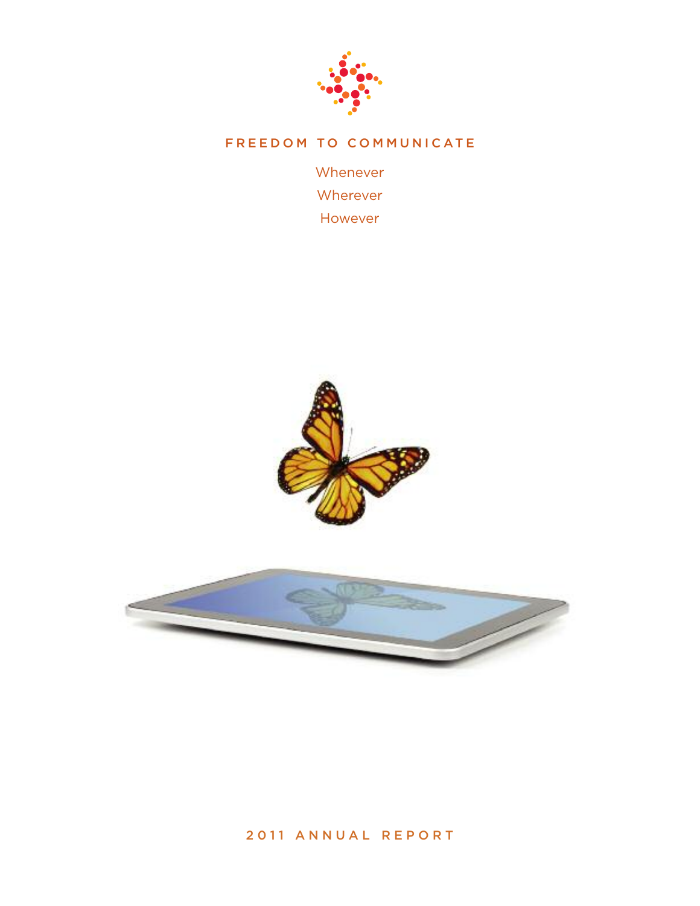# FREEDOM TO COMMUNICATE

Whenever
Wherever
However

## 2011 ANNUAL REPORT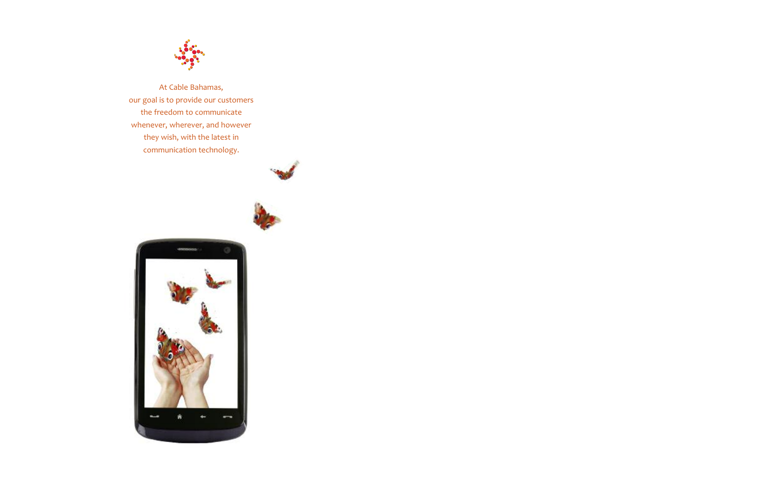At Cable Bahamas,
our goal is to provide our customers
the freedom to communicate
whenever, wherever, and however
they wish, with the latest in
communication technology.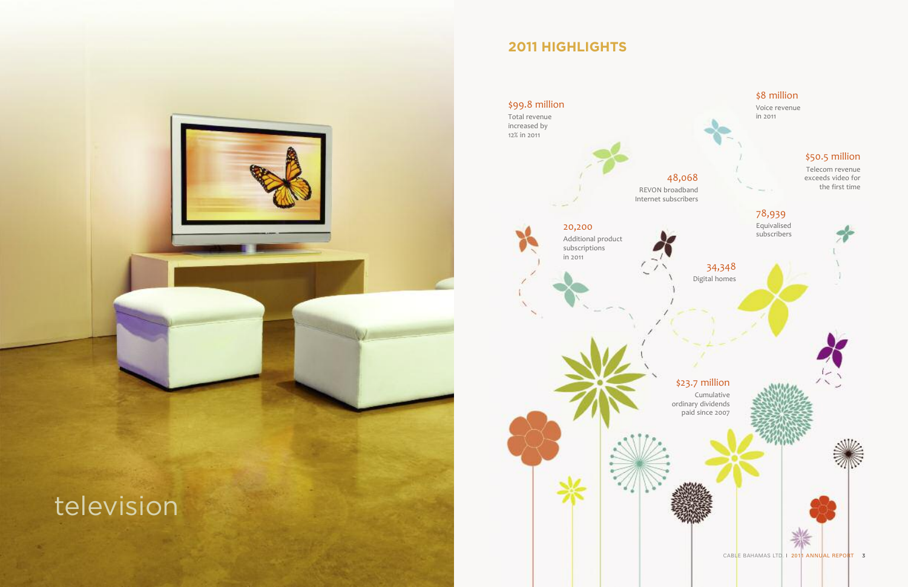television

## 2011 HIGHLIGHTS

$99.8 million
Total revenue increased by 12% in 2011

$8 million
Voice revenue in 2011

$50.5 million
Telecom revenue exceeds video for the first time

48,068
REVON broadband Internet subscribers

78,939
Equivalised subscribers

20,200
Additional product subscriptions in 2011

34,348
Digital homes

$23.7 million
Cumulative ordinary dividends paid since 2007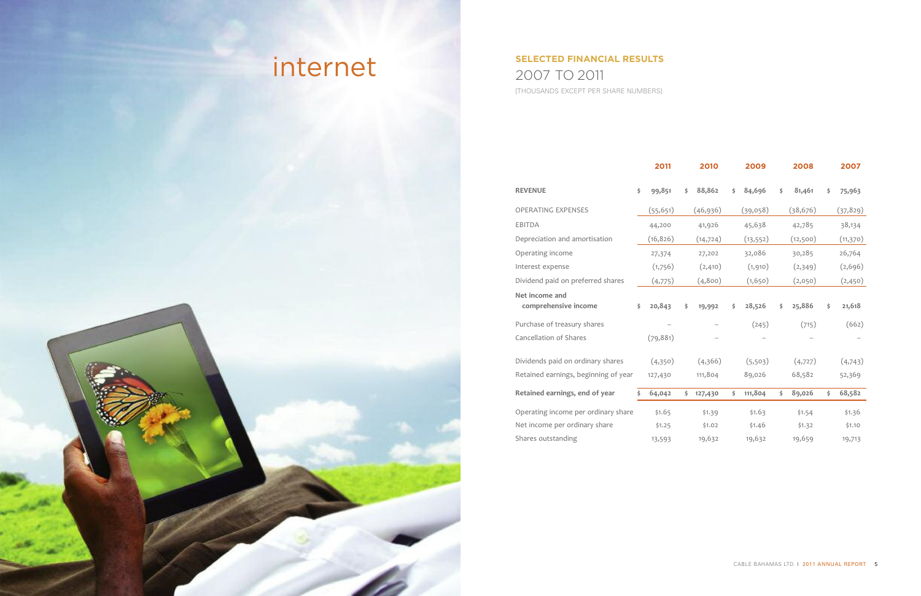# internet

## SELECTED FINANCIAL RESULTS
## 2007 TO 2011

(THOUSANDS EXCEPT PER SHARE NUMBERS)

| | 2011 | 2010 | 2009 | 2008 | 2007 |
|---|---|---|---|---|---|
| **REVENUE** | **$ 99,851** | **$ 88,862** | **$ 84,696** | **$ 81,461** | **$ 75,963** |
| OPERATING EXPENSES | (55,651) | (46,936) | (39,058) | (38,676) | (37,829) |
| EBITDA | 44,200 | 41,926 | 45,638 | 42,785 | 38,134 |
| Depreciation and amortisation | (16,826) | (14,724) | (13,552) | (12,500) | (11,370) |
| Operating income | 27,374 | 27,202 | 32,086 | 30,285 | 26,764 |
| Interest expense | (1,756) | (2,410) | (1,910) | (2,349) | (2,696) |
| Dividend paid on preferred shares | (4,775) | (4,800) | (1,650) | (2,050) | (2,450) |
| **Net income and comprehensive income** | **$ 20,843** | **$ 19,992** | **$ 28,526** | **$ 25,886** | **$ 21,618** |
| Purchase of treasury shares | – | – | (245) | (715) | (662) |
| Cancellation of Shares | (79,881) | – | – | – | – |
| Dividends paid on ordinary shares | (4,350) | (4,366) | (5,503) | (4,727) | (4,743) |
| Retained earnings, beginning of year | 127,430 | 111,804 | 89,026 | 68,582 | 52,369 |
| **Retained earnings, end of year** | **$ 64,042** | **$ 127,430** | **$ 111,804** | **$ 89,026** | **$ 68,582** |
| Operating income per ordinary share | $1.65 | $1.39 | $1.63 | $1.54 | $1.36 |
| Net income per ordinary share | $1.25 | $1.02 | $1.46 | $1.32 | $1.10 |
| Shares outstanding | 13,593 | 19,632 | 19,632 | 19,659 | 19,713 |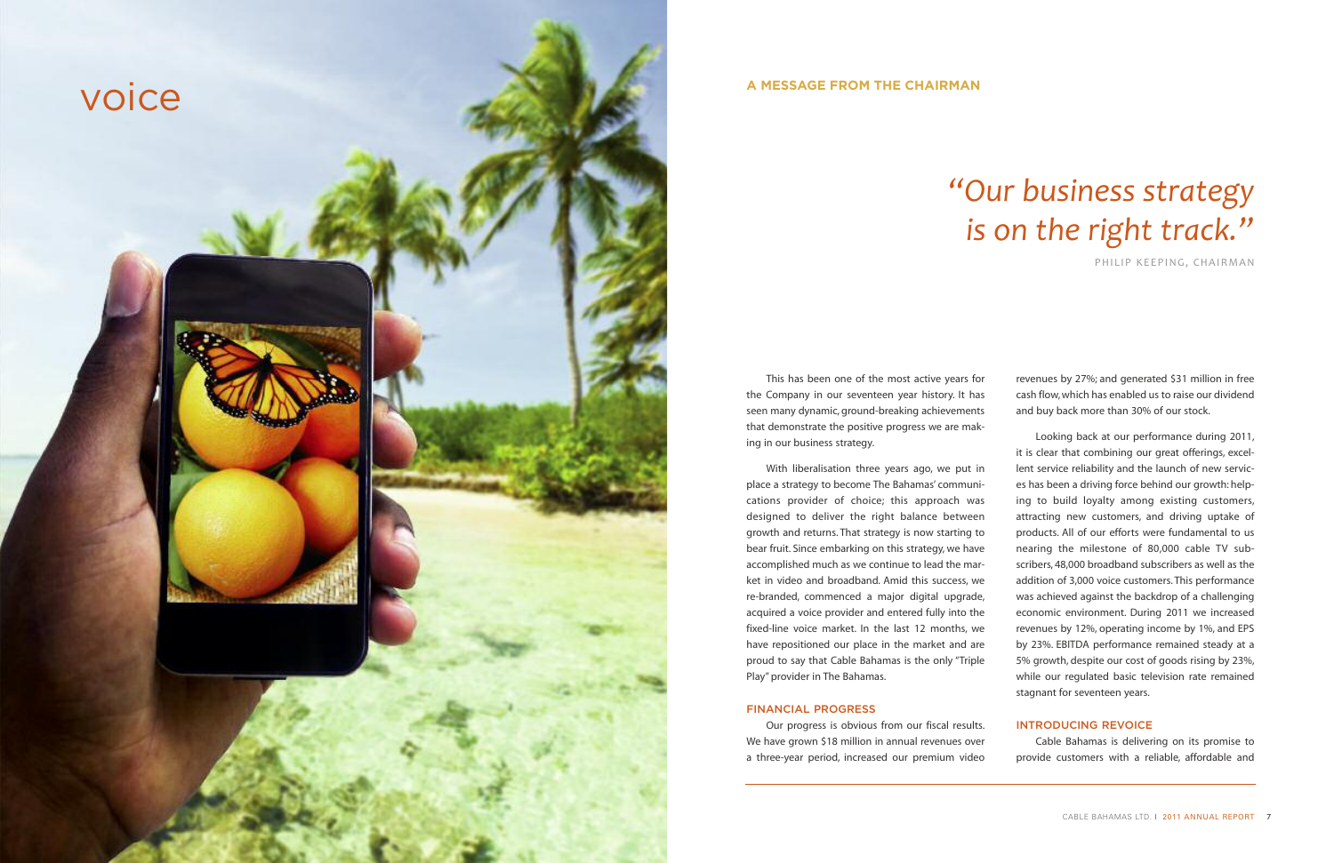voice

## A MESSAGE FROM THE CHAIRMAN

# *"Our business strategy is on the right track."*

PHILIP KEEPING, CHAIRMAN

This has been one of the most active years for the Company in our seventeen year history. It has seen many dynamic, ground-breaking achievements that demonstrate the positive progress we are making in our business strategy.

With liberalisation three years ago, we put in place a strategy to become The Bahamas' communications provider of choice; this approach was designed to deliver the right balance between growth and returns. That strategy is now starting to bear fruit. Since embarking on this strategy, we have accomplished much as we continue to lead the market in video and broadband. Amid this success, we re-branded, commenced a major digital upgrade, acquired a voice provider and entered fully into the fixed-line voice market. In the last 12 months, we have repositioned our place in the market and are proud to say that Cable Bahamas is the only "Triple Play" provider in The Bahamas.

### FINANCIAL PROGRESS

Our progress is obvious from our fiscal results. We have grown $18 million in annual revenues over a three-year period, increased our premium video revenues by 27%; and generated $31 million in free cash flow, which has enabled us to raise our dividend and buy back more than 30% of our stock.

Looking back at our performance during 2011, it is clear that combining our great offerings, excellent service reliability and the launch of new services has been a driving force behind our growth: helping to build loyalty among existing customers, attracting new customers, and driving uptake of products. All of our efforts were fundamental to us nearing the milestone of 80,000 cable TV subscribers, 48,000 broadband subscribers as well as the addition of 3,000 voice customers. This performance was achieved against the backdrop of a challenging economic environment. During 2011 we increased revenues by 12%, operating income by 1%, and EPS by 23%. EBITDA performance remained steady at a 5% growth, despite our cost of goods rising by 23%, while our regulated basic television rate remained stagnant for seventeen years.

### INTRODUCING REVOICE

Cable Bahamas is delivering on its promise to provide customers with a reliable, affordable and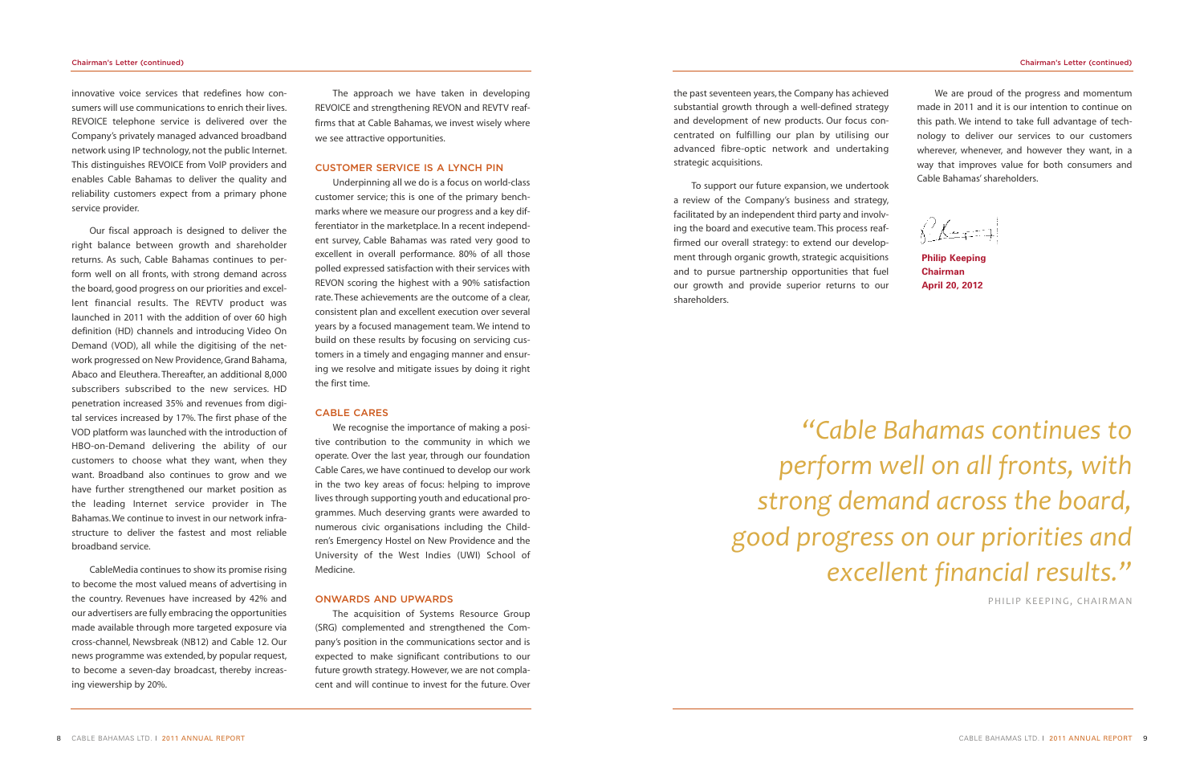innovative voice services that redefines how consumers will use communications to enrich their lives. REVOICE telephone service is delivered over the Company's privately managed advanced broadband network using IP technology, not the public Internet. This distinguishes REVOICE from VoIP providers and enables Cable Bahamas to deliver the quality and reliability customers expect from a primary phone service provider.

Our fiscal approach is designed to deliver the right balance between growth and shareholder returns. As such, Cable Bahamas continues to perform well on all fronts, with strong demand across the board, good progress on our priorities and excellent financial results. The REVTV product was launched in 2011 with the addition of over 60 high definition (HD) channels and introducing Video On Demand (VOD), all while the digitising of the network progressed on New Providence, Grand Bahama, Abaco and Eleuthera. Thereafter, an additional 8,000 subscribers subscribed to the new services. HD penetration increased 35% and revenues from digital services increased by 17%. The first phase of the VOD platform was launched with the introduction of HBO-on-Demand delivering the ability of our customers to choose what they want, when they want. Broadband also continues to grow and we have further strengthened our market position as the leading Internet service provider in The Bahamas. We continue to invest in our network infrastructure to deliver the fastest and most reliable broadband service.

CableMedia continues to show its promise rising to become the most valued means of advertising in the country. Revenues have increased by 42% and our advertisers are fully embracing the opportunities made available through more targeted exposure via cross-channel, Newsbreak (NB12) and Cable 12. Our news programme was extended, by popular request, to become a seven-day broadcast, thereby increasing viewership by 20%.

The approach we have taken in developing REVOICE and strengthening REVON and REVTV reaffirms that at Cable Bahamas, we invest wisely where we see attractive opportunities.

## CUSTOMER SERVICE IS A LYNCH PIN

Underpinning all we do is a focus on world-class customer service; this is one of the primary benchmarks where we measure our progress and a key differentiator in the marketplace. In a recent independent survey, Cable Bahamas was rated very good to excellent in overall performance. 80% of all those polled expressed satisfaction with their services with REVON scoring the highest with a 90% satisfaction rate. These achievements are the outcome of a clear, consistent plan and excellent execution over several years by a focused management team. We intend to build on these results by focusing on servicing customers in a timely and engaging manner and ensuring we resolve and mitigate issues by doing it right the first time.

## CABLE CARES

We recognise the importance of making a positive contribution to the community in which we operate. Over the last year, through our foundation Cable Cares, we have continued to develop our work in the two key areas of focus: helping to improve lives through supporting youth and educational programmes. Much deserving grants were awarded to numerous civic organisations including the Children's Emergency Hostel on New Providence and the University of the West Indies (UWI) School of Medicine.

## ONWARDS AND UPWARDS

The acquisition of Systems Resource Group (SRG) complemented and strengthened the Company's position in the communications sector and is expected to make significant contributions to our future growth strategy. However, we are not complacent and will continue to invest for the future. Over the past seventeen years, the Company has achieved substantial growth through a well-defined strategy and development of new products. Our focus concentrated on fulfilling our plan by utilising our advanced fibre-optic network and undertaking strategic acquisitions.

To support our future expansion, we undertook a review of the Company's business and strategy, facilitated by an independent third party and involving the board and executive team. This process reaffirmed our overall strategy: to extend our development through organic growth, strategic acquisitions and to pursue partnership opportunities that fuel our growth and provide superior returns to our shareholders.

We are proud of the progress and momentum made in 2011 and it is our intention to continue on this path. We intend to take full advantage of technology to deliver our services to our customers wherever, whenever, and however they want, in a way that improves value for both consumers and Cable Bahamas' shareholders.

**Philip Keeping**
**Chairman**
**April 20, 2012**

*"Cable Bahamas continues to perform well on all fronts, with strong demand across the board, good progress on our priorities and excellent financial results."*

PHILIP KEEPING, CHAIRMAN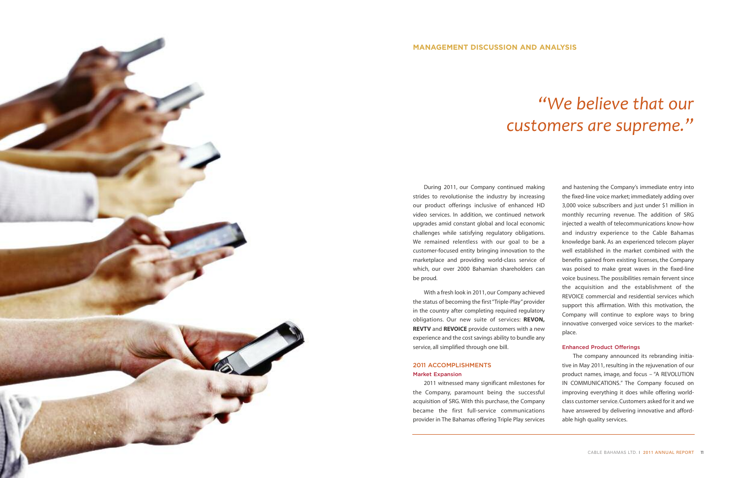## MANAGEMENT DISCUSSION AND ANALYSIS

# *"We believe that our customers are supreme."*

During 2011, our Company continued making strides to revolutionise the industry by increasing our product offerings inclusive of enhanced HD video services. In addition, we continued network upgrades amid constant global and local economic challenges while satisfying regulatory obligations. We remained relentless with our goal to be a customer-focused entity bringing innovation to the marketplace and providing world-class service of which, our over 2000 Bahamian shareholders can be proud.

With a fresh look in 2011, our Company achieved the status of becoming the first "Triple-Play" provider in the country after completing required regulatory obligations. Our new suite of services: **REVON, REVTV** and **REVOICE** provide customers with a new experience and the cost savings ability to bundle any service, all simplified through one bill.

### 2011 ACCOMPLISHMENTS

#### Market Expansion

2011 witnessed many significant milestones for the Company, paramount being the successful acquisition of SRG. With this purchase, the Company became the first full-service communications provider in The Bahamas offering Triple Play services and hastening the Company's immediate entry into the fixed-line voice market; immediately adding over 3,000 voice subscribers and just under $1 million in monthly recurring revenue. The addition of SRG injected a wealth of telecommunications know-how and industry experience to the Cable Bahamas knowledge bank. As an experienced telecom player well established in the market combined with the benefits gained from existing licenses, the Company was poised to make great waves in the fixed-line voice business. The possibilities remain fervent since the acquisition and the establishment of the REVOICE commercial and residential services which support this affirmation. With this motivation, the Company will continue to explore ways to bring innovative converged voice services to the marketplace.

#### Enhanced Product Offerings

The company announced its rebranding initiative in May 2011, resulting in the rejuvenation of our product names, image, and focus – "A REVOLUTION IN COMMUNICATIONS." The Company focused on improving everything it does while offering world-class customer service. Customers asked for it and we have answered by delivering innovative and affordable high quality services.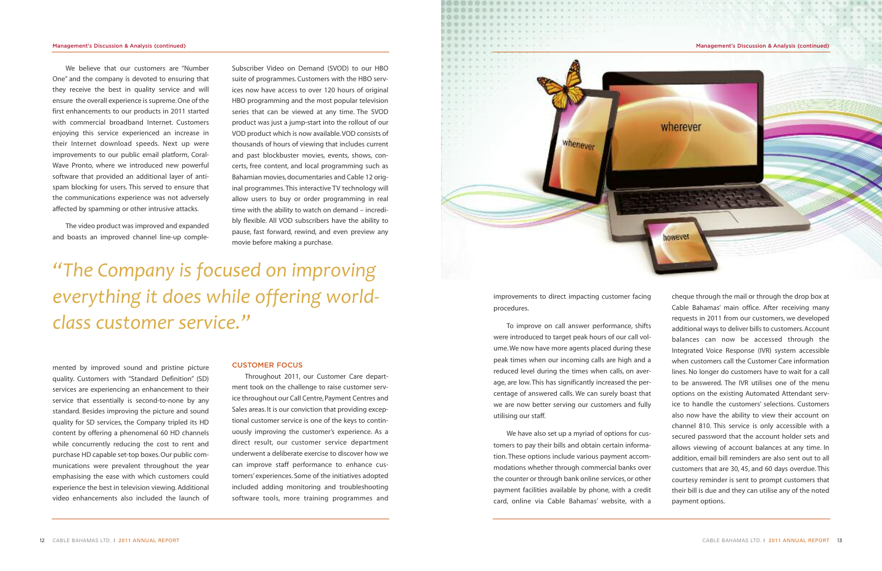We believe that our customers are "Number One" and the company is devoted to ensuring that they receive the best in quality service and will ensure the overall experience is supreme. One of the first enhancements to our products in 2011 started with commercial broadband Internet. Customers enjoying this service experienced an increase in their Internet download speeds. Next up were improvements to our public email platform, Coral-Wave Pronto, where we introduced new powerful software that provided an additional layer of anti-spam blocking for users. This served to ensure that the communications experience was not adversely affected by spamming or other intrusive attacks.

The video product was improved and expanded and boasts an improved channel line-up complemented by improved sound and pristine picture quality. Customers with "Standard Definition" (SD) services are experiencing an enhancement to their service that essentially is second-to-none by any standard. Besides improving the picture and sound quality for SD services, the Company tripled its HD content by offering a phenomenal 60 HD channels while concurrently reducing the cost to rent and purchase HD capable set-top boxes. Our public communications were prevalent throughout the year emphasising the ease with which customers could experience the best in television viewing. Additional video enhancements also included the launch of Subscriber Video on Demand (SVOD) to our HBO suite of programmes. Customers with the HBO services now have access to over 120 hours of original HBO programming and the most popular television series that can be viewed at any time. The SVOD product was just a jump-start into the rollout of our VOD product which is now available. VOD consists of thousands of hours of viewing that includes current and past blockbuster movies, events, shows, concerts, free content, and local programming such as Bahamian movies, documentaries and Cable 12 original programmes. This interactive TV technology will allow users to buy or order programming in real time with the ability to watch on demand – incredibly flexible. All VOD subscribers have the ability to pause, fast forward, rewind, and even preview any movie before making a purchase.

*"The Company is focused on improving everything it does while offering world-class customer service."*

## CUSTOMER FOCUS

Throughout 2011, our Customer Care department took on the challenge to raise customer service throughout our Call Centre, Payment Centres and Sales areas. It is our conviction that providing exceptional customer service is one of the keys to continuously improving the customer's experience. As a direct result, our customer service department underwent a deliberate exercise to discover how we can improve staff performance to enhance customers' experiences. Some of the initiatives adopted included adding monitoring and troubleshooting software tools, more training programmes and improvements to direct impacting customer facing procedures.

To improve on call answer performance, shifts were introduced to target peak hours of our call volume. We now have more agents placed during these peak times when our incoming calls are high and a reduced level during the times when calls, on average, are low. This has significantly increased the percentage of answered calls. We can surely boast that we are now better serving our customers and fully utilising our staff.

We have also set up a myriad of options for customers to pay their bills and obtain certain information. These options include various payment accommodations whether through commercial banks over the counter or through bank online services, or other payment facilities available by phone, with a credit card, online via Cable Bahamas' website, with a cheque through the mail or through the drop box at Cable Bahamas' main office. After receiving many requests in 2011 from our customers, we developed additional ways to deliver bills to customers. Account balances can now be accessed through the Integrated Voice Response (IVR) system accessible when customers call the Customer Care information lines. No longer do customers have to wait for a call to be answered. The IVR utilises one of the menu options on the existing Automated Attendant service to handle the customers' selections. Customers also now have the ability to view their account on channel 810. This service is only accessible with a secured password that the account holder sets and allows viewing of account balances at any time. In addition, email bill reminders are also sent out to all customers that are 30, 45, and 60 days overdue. This courtesy reminder is sent to prompt customers that their bill is due and they can utilise any of the noted payment options.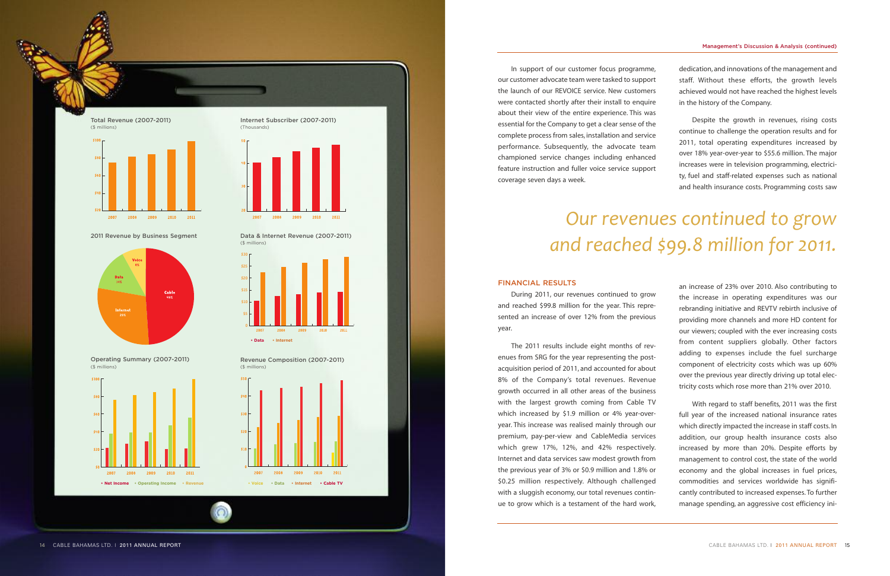Total Revenue (2007-2011)
($ millions)

Internet Subscriber (2007-2011)
(Thousands)

2011 Revenue by Business Segment

Data & Internet Revenue (2007-2011)
($ millions)

Operating Summary (2007-2011)
($ millions)

Revenue Composition (2007-2011)
($ millions)

In support of our customer focus programme, our customer advocate team were tasked to support the launch of our REVOICE service. New customers were contacted shortly after their install to enquire about their view of the entire experience. This was essential for the Company to get a clear sense of the complete process from sales, installation and service performance. Subsequently, the advocate team championed service changes including enhanced feature instruction and fuller voice service support coverage seven days a week.

*Our revenues continued to grow and reached $99.8 million for 2011.*

## FINANCIAL RESULTS

During 2011, our revenues continued to grow and reached $99.8 million for the year. This represented an increase of over 12% from the previous year.

The 2011 results include eight months of revenues from SRG for the year representing the post-acquisition period of 2011, and accounted for about 8% of the Company's total revenues. Revenue growth occurred in all other areas of the business with the largest growth coming from Cable TV which increased by $1.9 million or 4% year-over-year. This increase was realised mainly through our premium, pay-per-view and CableMedia services which grew 17%, 12%, and 42% respectively. Internet and data services saw modest growth from the previous year of 3% or $0.9 million and 1.8% or $0.25 million respectively. Although challenged with a sluggish economy, our total revenues continue to grow which is a testament of the hard work, dedication, and innovations of the management and staff. Without these efforts, the growth levels achieved would not have reached the highest levels in the history of the Company.

Despite the growth in revenues, rising costs continue to challenge the operation results and for 2011, total operating expenditures increased by over 18% year-over-year to $55.6 million. The major increases were in television programming, electricity, fuel and staff-related expenses such as national and health insurance costs. Programming costs saw an increase of 23% over 2010. Also contributing to the increase in operating expenditures was our rebranding initiative and REVTV rebirth inclusive of providing more channels and more HD content for our viewers; coupled with the ever increasing costs from content suppliers globally. Other factors adding to expenses include the fuel surcharge component of electricity costs which was up 60% over the previous year directly driving up total electricity costs which rose more than 21% over 2010.

With regard to staff benefits, 2011 was the first full year of the increased national insurance rates which directly impacted the increase in staff costs. In addition, our group health insurance costs also increased by more than 20%. Despite efforts by management to control cost, the state of the world economy and the global increases in fuel prices, commodities and services worldwide has significantly contributed to increased expenses. To further manage spending, an aggressive cost efficiency ini-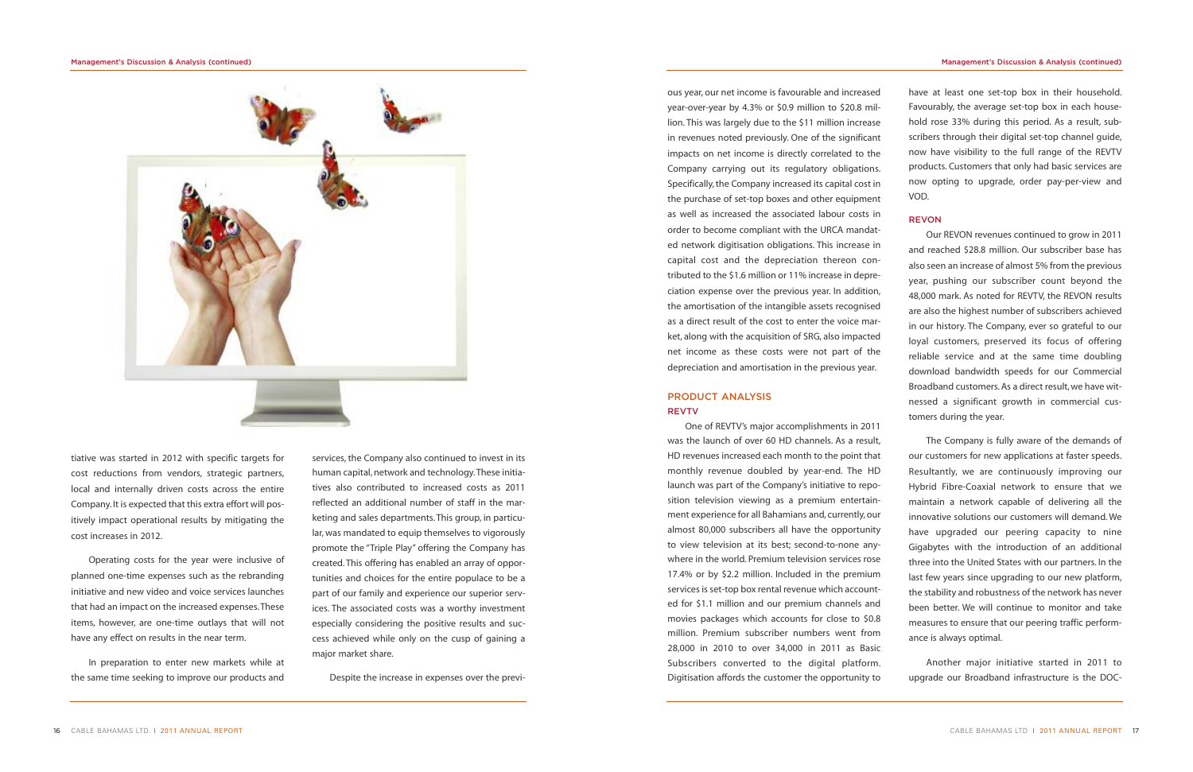tiative was started in 2012 with specific targets for cost reductions from vendors, strategic partners, local and internally driven costs across the entire Company. It is expected that this extra effort will positively impact operational results by mitigating the cost increases in 2012.

Operating costs for the year were inclusive of planned one-time expenses such as the rebranding initiative and new video and voice services launches that had an impact on the increased expenses. These items, however, are one-time outlays that will not have any effect on results in the near term.

In preparation to enter new markets while at the same time seeking to improve our products and services, the Company also continued to invest in its human capital, network and technology. These initiatives also contributed to increased costs as 2011 reflected an additional number of staff in the marketing and sales departments. This group, in particular, was mandated to equip themselves to vigorously promote the "Triple Play" offering the Company has created. This offering has enabled an array of opportunities and choices for the entire populace to be a part of our family and experience our superior services. The associated costs was a worthy investment especially considering the positive results and success achieved while only on the cusp of gaining a major market share.

Despite the increase in expenses over the previous year, our net income is favourable and increased year-over-year by 4.3% or $0.9 million to $20.8 million. This was largely due to the $11 million increase in revenues noted previously. One of the significant impacts on net income is directly correlated to the Company carrying out its regulatory obligations. Specifically, the Company increased its capital cost in the purchase of set-top boxes and other equipment as well as increased the associated labour costs in order to become compliant with the URCA mandated network digitisation obligations. This increase in capital cost and the depreciation thereon contributed to the $1.6 million or 11% increase in depreciation expense over the previous year. In addition, the amortisation of the intangible assets recognised as a direct result of the cost to enter the voice market, along with the acquisition of SRG, also impacted net income as these costs were not part of the depreciation and amortisation in the previous year.

## PRODUCT ANALYSIS

### REVTV

One of REVTV's major accomplishments in 2011 was the launch of over 60 HD channels. As a result, HD revenues increased each month to the point that monthly revenue doubled by year-end. The HD launch was part of the Company's initiative to reposition television viewing as a premium entertainment experience for all Bahamians and, currently, our almost 80,000 subscribers all have the opportunity to view television at its best; second-to-none anywhere in the world. Premium television services rose 17.4% or by $2.2 million. Included in the premium services is set-top box rental revenue which accounted for $1.1 million and our premium channels and movies packages which accounts for close to $0.8 million. Premium subscriber numbers went from 28,000 in 2010 to over 34,000 in 2011 as Basic Subscribers converted to the digital platform. Digitisation affords the customer the opportunity to have at least one set-top box in their household. Favourably, the average set-top box in each household rose 33% during this period. As a result, subscribers through their digital set-top channel guide, now have visibility to the full range of the REVTV products. Customers that only had basic services are now opting to upgrade, order pay-per-view and VOD.

### REVON

Our REVON revenues continued to grow in 2011 and reached $28.8 million. Our subscriber base has also seen an increase of almost 5% from the previous year, pushing our subscriber count beyond the 48,000 mark. As noted for REVTV, the REVON results are also the highest number of subscribers achieved in our history. The Company, ever so grateful to our loyal customers, preserved its focus of offering reliable service and at the same time doubling download bandwidth speeds for our Commercial Broadband customers. As a direct result, we have witnessed a significant growth in commercial customers during the year.

The Company is fully aware of the demands of our customers for new applications at faster speeds. Resultantly, we are continuously improving our Hybrid Fibre-Coaxial network to ensure that we maintain a network capable of delivering all the innovative solutions our customers will demand. We have upgraded our peering capacity to nine Gigabytes with the introduction of an additional three into the United States with our partners. In the last few years since upgrading to our new platform, the stability and robustness of the network has never been better. We will continue to monitor and take measures to ensure that our peering traffic performance is always optimal.

Another major initiative started in 2011 to upgrade our Broadband infrastructure is the DOC-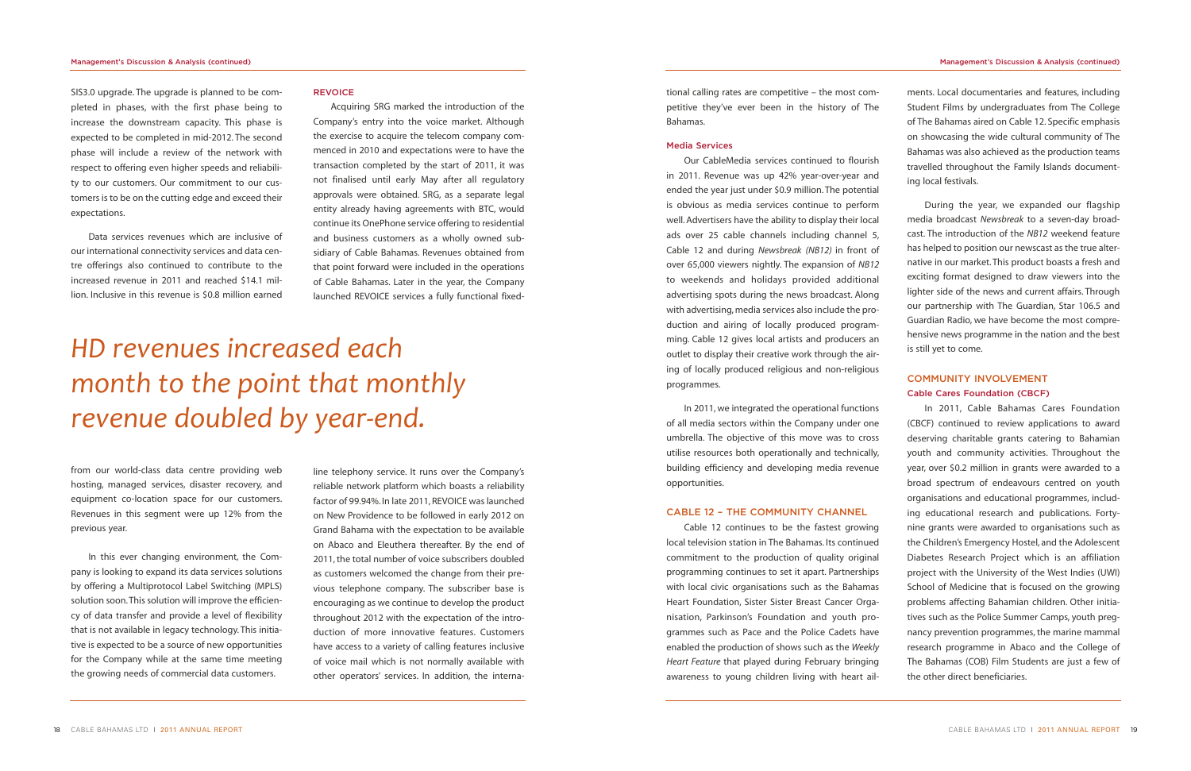SIS3.0 upgrade. The upgrade is planned to be completed in phases, with the first phase being to increase the downstream capacity. This phase is expected to be completed in mid-2012. The second phase will include a review of the network with respect to offering even higher speeds and reliability to our customers. Our commitment to our customers is to be on the cutting edge and exceed their expectations.

Data services revenues which are inclusive of our international connectivity services and data centre offerings also continued to contribute to the increased revenue in 2011 and reached $14.1 million. Inclusive in this revenue is $0.8 million earned from our world-class data centre providing web hosting, managed services, disaster recovery, and equipment co-location space for our customers. Revenues in this segment were up 12% from the previous year.

In this ever changing environment, the Company is looking to expand its data services solutions by offering a Multiprotocol Label Switching (MPLS) solution soon. This solution will improve the efficiency of data transfer and provide a level of flexibility that is not available in legacy technology. This initiative is expected to be a source of new opportunities for the Company while at the same time meeting the growing needs of commercial data customers.

### REVOICE

Acquiring SRG marked the introduction of the Company's entry into the voice market. Although the exercise to acquire the telecom company commenced in 2010 and expectations were to have the transaction completed by the start of 2011, it was not finalised until early May after all regulatory approvals were obtained. SRG, as a separate legal entity already having agreements with BTC, would continue its OnePhone service offering to residential and business customers as a wholly owned subsidiary of Cable Bahamas. Revenues obtained from that point forward were included in the operations of Cable Bahamas. Later in the year, the Company launched REVOICE services a fully functional fixed-line telephony service. It runs over the Company's reliable network platform which boasts a reliability factor of 99.94%. In late 2011, REVOICE was launched on New Providence to be followed in early 2012 on Grand Bahama with the expectation to be available on Abaco and Eleuthera thereafter. By the end of 2011, the total number of voice subscribers doubled as customers welcomed the change from their previous telephone company. The subscriber base is encouraging as we continue to develop the product throughout 2012 with the expectation of the introduction of more innovative features. Customers have access to a variety of calling features inclusive of voice mail which is not normally available with other operators' services. In addition, the international calling rates are competitive – the most competitive they've ever been in the history of The Bahamas.

*HD revenues increased each month to the point that monthly revenue doubled by year-end.*

### Media Services

Our CableMedia services continued to flourish in 2011. Revenue was up 42% year-over-year and ended the year just under $0.9 million. The potential is obvious as media services continue to perform well. Advertisers have the ability to display their local ads over 25 cable channels including channel 5, Cable 12 and during *Newsbreak (NB12)* in front of over 65,000 viewers nightly. The expansion of *NB12* to weekends and holidays provided additional advertising spots during the news broadcast. Along with advertising, media services also include the production and airing of locally produced programming. Cable 12 gives local artists and producers an outlet to display their creative work through the airing of locally produced religious and non-religious programmes.

In 2011, we integrated the operational functions of all media sectors within the Company under one umbrella. The objective of this move was to cross utilise resources both operationally and technically, building efficiency and developing media revenue opportunities.

### CABLE 12 – THE COMMUNITY CHANNEL

Cable 12 continues to be the fastest growing local television station in The Bahamas. Its continued commitment to the production of quality original programming continues to set it apart. Partnerships with local civic organisations such as the Bahamas Heart Foundation, Sister Sister Breast Cancer Organisation, Parkinson's Foundation and youth programmes such as Pace and the Police Cadets have enabled the production of shows such as the *Weekly Heart Feature* that played during February bringing awareness to young children living with heart ailments. Local documentaries and features, including Student Films by undergraduates from The College of The Bahamas aired on Cable 12. Specific emphasis on showcasing the wide cultural community of The Bahamas was also achieved as the production teams travelled throughout the Family Islands documenting local festivals.

During the year, we expanded our flagship media broadcast *Newsbreak* to a seven-day broadcast. The introduction of the *NB12* weekend feature has helped to position our newscast as the true alternative in our market. This product boasts a fresh and exciting format designed to draw viewers into the lighter side of the news and current affairs. Through our partnership with The Guardian, Star 106.5 and Guardian Radio, we have become the most comprehensive news programme in the nation and the best is still yet to come.

### COMMUNITY INVOLVEMENT

#### Cable Cares Foundation (CBCF)

In 2011, Cable Bahamas Cares Foundation (CBCF) continued to review applications to award deserving charitable grants catering to Bahamian youth and community activities. Throughout the year, over $0.2 million in grants were awarded to a broad spectrum of endeavours centred on youth organisations and educational programmes, including educational research and publications. Forty-nine grants were awarded to organisations such as the Children's Emergency Hostel, and the Adolescent Diabetes Research Project which is an affiliation project with the University of the West Indies (UWI) School of Medicine that is focused on the growing problems affecting Bahamian children. Other initiatives such as the Police Summer Camps, youth pregnancy prevention programmes, the marine mammal research programme in Abaco and the College of The Bahamas (COB) Film Students are just a few of the other direct beneficiaries.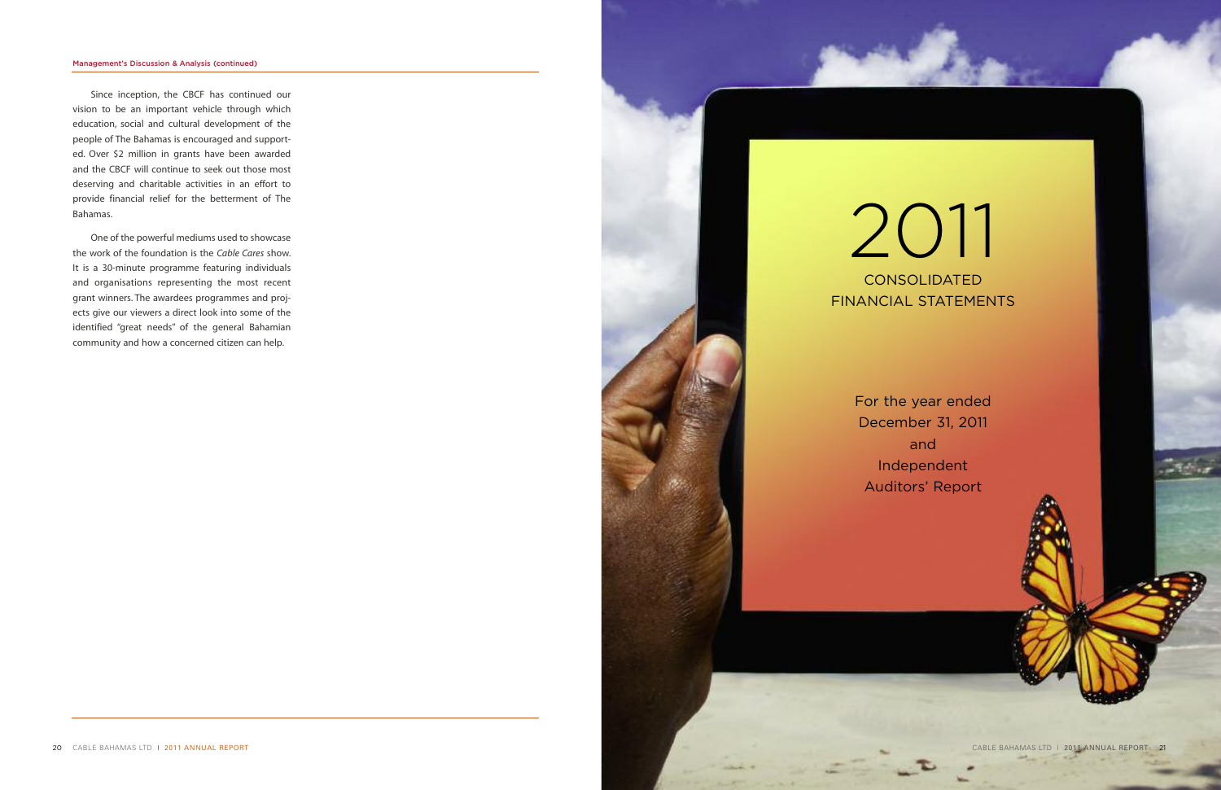Since inception, the CBCF has continued our vision to be an important vehicle through which education, social and cultural development of the people of The Bahamas is encouraged and supported. Over $2 million in grants have been awarded and the CBCF will continue to seek out those most deserving and charitable activities in an effort to provide financial relief for the betterment of The Bahamas.

One of the powerful mediums used to showcase the work of the foundation is the *Cable Cares* show. It is a 30-minute programme featuring individuals and organisations representing the most recent grant winners. The awardees programmes and projects give our viewers a direct look into some of the identified "great needs" of the general Bahamian community and how a concerned citizen can help.

# 2011

## CONSOLIDATED FINANCIAL STATEMENTS

For the year ended December 31, 2011 and Independent Auditors' Report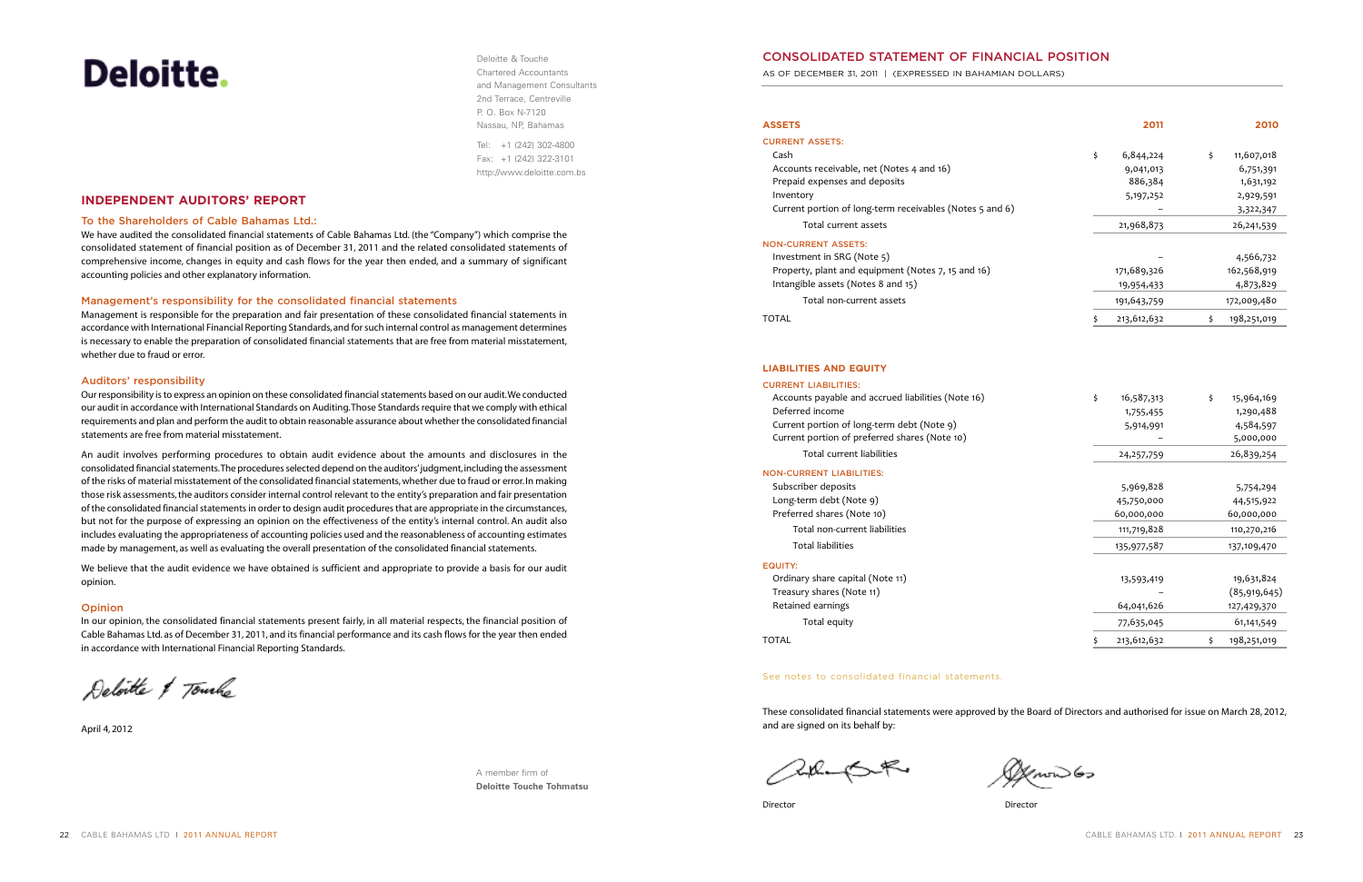Deloitte.

Deloitte & Touche
Chartered Accountants
and Management Consultants
2nd Terrace, Centreville
P. O. Box N-7120
Nassau, NP, Bahamas

Tel: +1 (242) 302-4800
Fax: +1 (242) 322-3101
http://www.deloitte.com.bs

## INDEPENDENT AUDITORS' REPORT

### To the Shareholders of Cable Bahamas Ltd.:

We have audited the consolidated financial statements of Cable Bahamas Ltd. (the "Company") which comprise the consolidated statement of financial position as of December 31, 2011 and the related consolidated statements of comprehensive income, changes in equity and cash flows for the year then ended, and a summary of significant accounting policies and other explanatory information.

### Management's responsibility for the consolidated financial statements

Management is responsible for the preparation and fair presentation of these consolidated financial statements in accordance with International Financial Reporting Standards, and for such internal control as management determines is necessary to enable the preparation of consolidated financial statements that are free from material misstatement, whether due to fraud or error.

### Auditors' responsibility

Our responsibility is to express an opinion on these consolidated financial statements based on our audit. We conducted our audit in accordance with International Standards on Auditing. Those Standards require that we comply with ethical requirements and plan and perform the audit to obtain reasonable assurance about whether the consolidated financial statements are free from material misstatement.

An audit involves performing procedures to obtain audit evidence about the amounts and disclosures in the consolidated financial statements. The procedures selected depend on the auditors' judgment, including the assessment of the risks of material misstatement of the consolidated financial statements, whether due to fraud or error. In making those risk assessments, the auditors consider internal control relevant to the entity's preparation and fair presentation of the consolidated financial statements in order to design audit procedures that are appropriate in the circumstances, but not for the purpose of expressing an opinion on the effectiveness of the entity's internal control. An audit also includes evaluating the appropriateness of accounting policies used and the reasonableness of accounting estimates made by management, as well as evaluating the overall presentation of the consolidated financial statements.

We believe that the audit evidence we have obtained is sufficient and appropriate to provide a basis for our audit opinion.

### Opinion

In our opinion, the consolidated financial statements present fairly, in all material respects, the financial position of Cable Bahamas Ltd. as of December 31, 2011, and its financial performance and its cash flows for the year then ended in accordance with International Financial Reporting Standards.

Deloitte & Touche

April 4, 2012

A member firm of
**Deloitte Touche Tohmatsu**

## CONSOLIDATED STATEMENT OF FINANCIAL POSITION

AS OF DECEMBER 31, 2011 | (EXPRESSED IN BAHAMIAN DOLLARS)

| ASSETS | 2011 | 2010 |
|---|---|---|
| **CURRENT ASSETS:** | | |
| Cash | $ 6,844,224 | $ 11,607,018 |
| Accounts receivable, net (Notes 4 and 16) | 9,041,013 | 6,751,391 |
| Prepaid expenses and deposits | 886,384 | 1,631,192 |
| Inventory | 5,197,252 | 2,929,591 |
| Current portion of long-term receivables (Notes 5 and 6) | – | 3,322,347 |
| Total current assets | 21,968,873 | 26,241,539 |
| **NON-CURRENT ASSETS:** | | |
| Investment in SRG (Note 5) | – | 4,566,732 |
| Property, plant and equipment (Notes 7, 15 and 16) | 171,689,326 | 162,568,919 |
| Intangible assets (Notes 8 and 15) | 19,954,433 | 4,873,829 |
| Total non-current assets | 191,643,759 | 172,009,480 |
| TOTAL | $ 213,612,632 | $ 198,251,019 |

| LIABILITIES AND EQUITY | 2011 | 2010 |
|---|---|---|
| **CURRENT LIABILITIES:** | | |
| Accounts payable and accrued liabilities (Note 16) | $ 16,587,313 | $ 15,964,169 |
| Deferred income | 1,755,455 | 1,290,488 |
| Current portion of long-term debt (Note 9) | 5,914,991 | 4,584,597 |
| Current portion of preferred shares (Note 10) | – | 5,000,000 |
| Total current liabilities | 24,257,759 | 26,839,254 |
| **NON-CURRENT LIABILITIES:** | | |
| Subscriber deposits | 5,969,828 | 5,754,294 |
| Long-term debt (Note 9) | 45,750,000 | 44,515,922 |
| Preferred shares (Note 10) | 60,000,000 | 60,000,000 |
| Total non-current liabilities | 111,719,828 | 110,270,216 |
| Total liabilities | 135,977,587 | 137,109,470 |
| **EQUITY:** | | |
| Ordinary share capital (Note 11) | 13,593,419 | 19,631,824 |
| Treasury shares (Note 11) | – | (85,919,645) |
| Retained earnings | 64,041,626 | 127,429,370 |
| Total equity | 77,635,045 | 61,141,549 |
| TOTAL | $ 213,612,632 | $ 198,251,019 |

See notes to consolidated financial statements.

These consolidated financial statements were approved by the Board of Directors and authorised for issue on March 28, 2012, and are signed on its behalf by:

Director

Director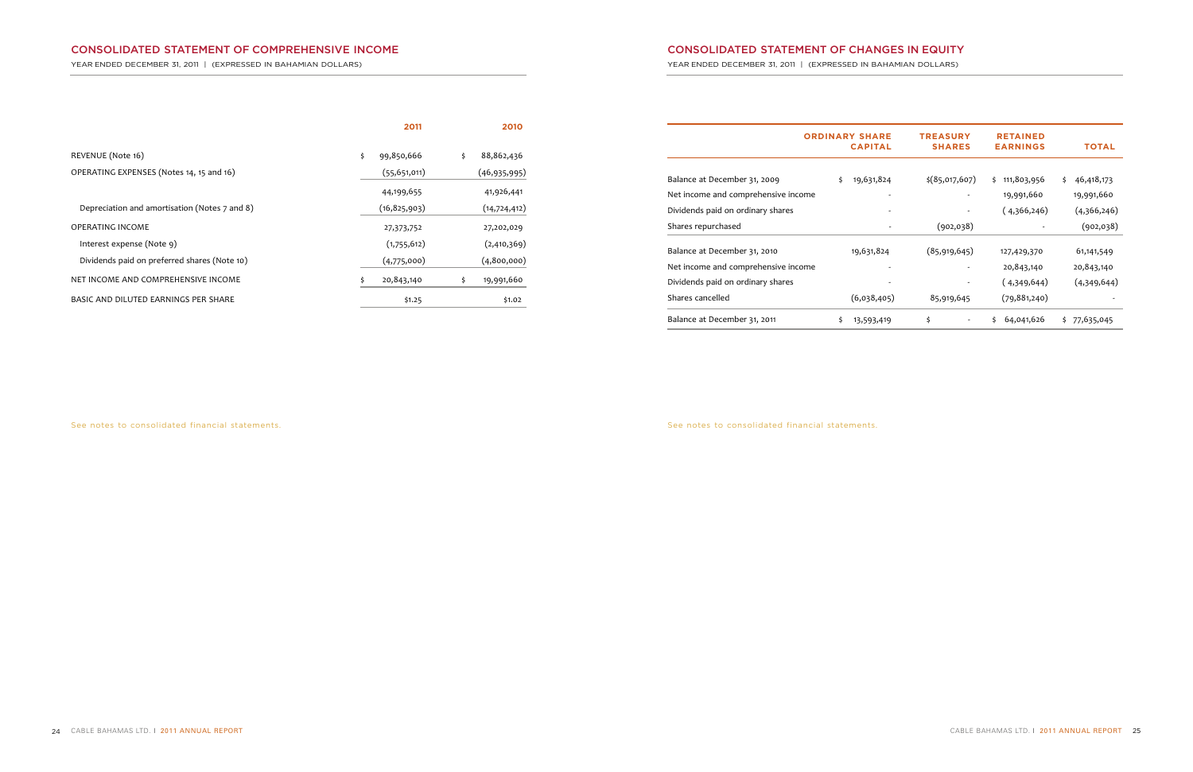## CONSOLIDATED STATEMENT OF COMPREHENSIVE INCOME

YEAR ENDED DECEMBER 31, 2011 | (EXPRESSED IN BAHAMIAN DOLLARS)

| | 2011 | 2010 |
|---|---|---|
| REVENUE (Note 16) | $ 99,850,666 | $ 88,862,436 |
| OPERATING EXPENSES (Notes 14, 15 and 16) | (55,651,011) | (46,935,995) |
| | 44,199,655 | 41,926,441 |
| Depreciation and amortisation (Notes 7 and 8) | (16,825,903) | (14,724,412) |
| OPERATING INCOME | 27,373,752 | 27,202,029 |
| Interest expense (Note 9) | (1,755,612) | (2,410,369) |
| Dividends paid on preferred shares (Note 10) | (4,775,000) | (4,800,000) |
| NET INCOME AND COMPREHENSIVE INCOME | $ 20,843,140 | $ 19,991,660 |
| BASIC AND DILUTED EARNINGS PER SHARE | $1.25 | $1.02 |

See notes to consolidated financial statements.

## CONSOLIDATED STATEMENT OF CHANGES IN EQUITY

YEAR ENDED DECEMBER 31, 2011 | (EXPRESSED IN BAHAMIAN DOLLARS)

| | ORDINARY SHARE CAPITAL | TREASURY SHARES | RETAINED EARNINGS | TOTAL |
|---|---|---|---|---|
| Balance at December 31, 2009 | $ 19,631,824 | $(85,017,607) | $ 111,803,956 | $ 46,418,173 |
| Net income and comprehensive income | - | - | 19,991,660 | 19,991,660 |
| Dividends paid on ordinary shares | - | - | ( 4,366,246) | (4,366,246) |
| Shares repurchased | - | (902,038) | - | (902,038) |
| Balance at December 31, 2010 | 19,631,824 | (85,919,645) | 127,429,370 | 61,141,549 |
| Net income and comprehensive income | - | - | 20,843,140 | 20,843,140 |
| Dividends paid on ordinary shares | - | - | ( 4,349,644) | (4,349,644) |
| Shares cancelled | (6,038,405) | 85,919,645 | (79,881,240) | - |
| Balance at December 31, 2011 | $ 13,593,419 | $ - | $ 64,041,626 | $ 77,635,045 |

See notes to consolidated financial statements.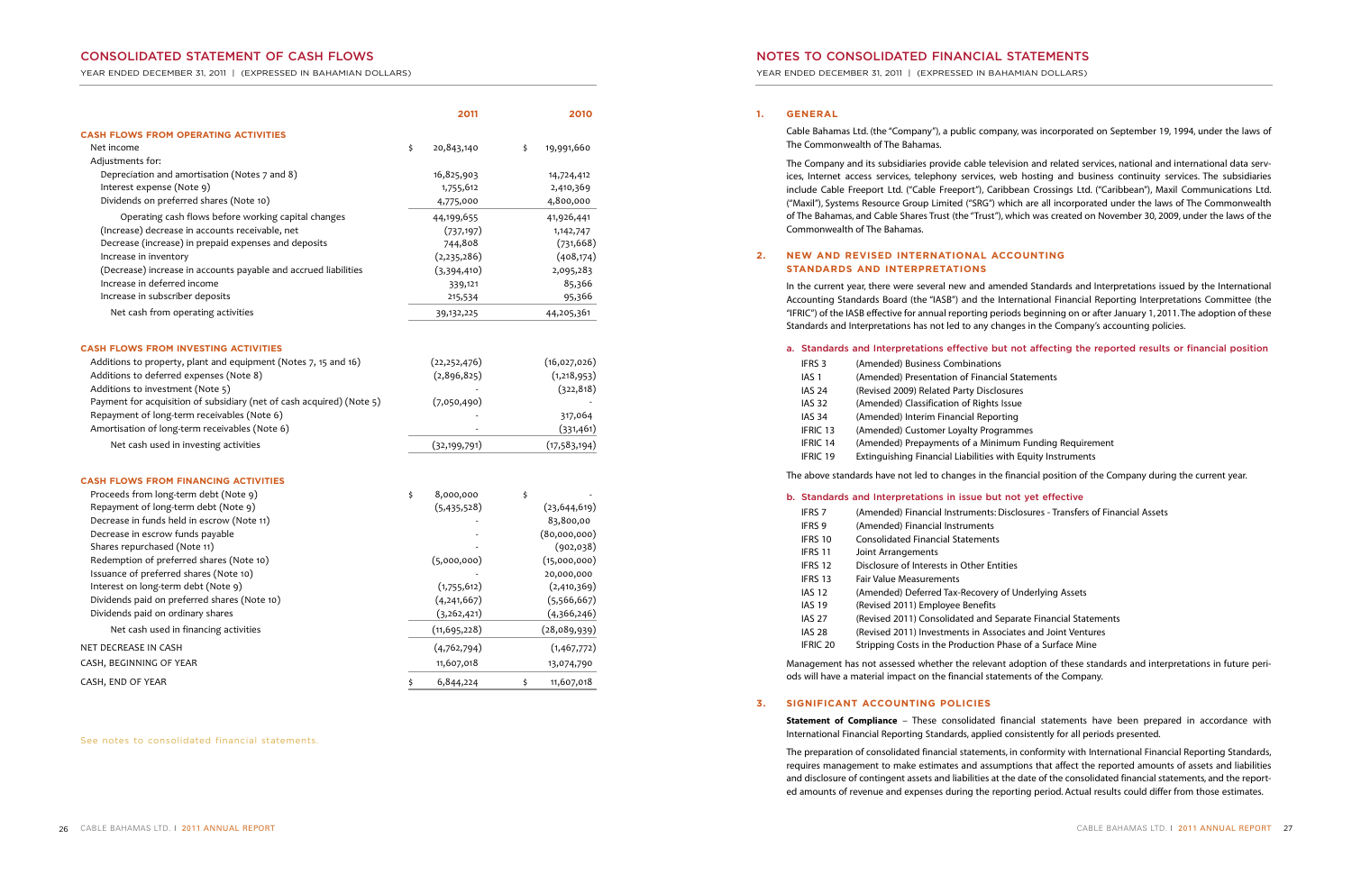# CONSOLIDATED STATEMENT OF CASH FLOWS

YEAR ENDED DECEMBER 31, 2011 | (EXPRESSED IN BAHAMIAN DOLLARS)

| | 2011 | 2010 |
|---|---|---|
| **CASH FLOWS FROM OPERATING ACTIVITIES** | | |
| Net income | $ 20,843,140 | $ 19,991,660 |
| Adjustments for: | | |
| Depreciation and amortisation (Notes 7 and 8) | 16,825,903 | 14,724,412 |
| Interest expense (Note 9) | 1,755,612 | 2,410,369 |
| Dividends on preferred shares (Note 10) | 4,775,000 | 4,800,000 |
| Operating cash flows before working capital changes | 44,199,655 | 41,926,441 |
| (Increase) decrease in accounts receivable, net | (737,197) | 1,142,747 |
| Decrease (increase) in prepaid expenses and deposits | 744,808 | (731,668) |
| Increase in inventory | (2,235,286) | (408,174) |
| (Decrease) increase in accounts payable and accrued liabilities | (3,394,410) | 2,095,283 |
| Increase in deferred income | 339,121 | 85,366 |
| Increase in subscriber deposits | 215,534 | 95,366 |
| Net cash from operating activities | 39,132,225 | 44,205,361 |
| **CASH FLOWS FROM INVESTING ACTIVITIES** | | |
| Additions to property, plant and equipment (Notes 7, 15 and 16) | (22,252,476) | (16,027,026) |
| Additions to deferred expenses (Note 8) | (2,896,825) | (1,218,953) |
| Additions to investment (Note 5) | - | (322,818) |
| Payment for acquisition of subsidiary (net of cash acquired) (Note 5) | (7,050,490) | - |
| Repayment of long-term receivables (Note 6) | - | 317,064 |
| Amortisation of long-term receivables (Note 6) | - | (331,461) |
| Net cash used in investing activities | (32,199,791) | (17,583,194) |
| **CASH FLOWS FROM FINANCING ACTIVITIES** | | |
| Proceeds from long-term debt (Note 9) | $ 8,000,000 | $ - |
| Repayment of long-term debt (Note 9) | (5,435,528) | (23,644,619) |
| Decrease in funds held in escrow (Note 11) | - | 83,800,00 |
| Decrease in escrow funds payable | - | (80,000,000) |
| Shares repurchased (Note 11) | - | (902,038) |
| Redemption of preferred shares (Note 10) | (5,000,000) | (15,000,000) |
| Issuance of preferred shares (Note 10) | - | 20,000,000 |
| Interest on long-term debt (Note 9) | (1,755,612) | (2,410,369) |
| Dividends paid on preferred shares (Note 10) | (4,241,667) | (5,566,667) |
| Dividends paid on ordinary shares | (3,262,421) | (4,366,246) |
| Net cash used in financing activities | (11,695,228) | (28,089,939) |
| NET DECREASE IN CASH | (4,762,794) | (1,467,772) |
| CASH, BEGINNING OF YEAR | 11,607,018 | 13,074,790 |
| CASH, END OF YEAR | $ 6,844,224 | $ 11,607,018 |

See notes to consolidated financial statements.

# NOTES TO CONSOLIDATED FINANCIAL STATEMENTS

YEAR ENDED DECEMBER 31, 2011 | (EXPRESSED IN BAHAMIAN DOLLARS)

## 1. GENERAL

Cable Bahamas Ltd. (the "Company"), a public company, was incorporated on September 19, 1994, under the laws of The Commonwealth of The Bahamas.

The Company and its subsidiaries provide cable television and related services, national and international data services, Internet access services, telephony services, web hosting and business continuity services. The subsidiaries include Cable Freeport Ltd. ("Cable Freeport"), Caribbean Crossings Ltd. ("Caribbean"), Maxil Communications Ltd. ("Maxil"), Systems Resource Group Limited ("SRG") which are all incorporated under the laws of The Commonwealth of The Bahamas, and Cable Shares Trust (the "Trust"), which was created on November 30, 2009, under the laws of the Commonwealth of The Bahamas.

## 2. NEW AND REVISED INTERNATIONAL ACCOUNTING STANDARDS AND INTERPRETATIONS

In the current year, there were several new and amended Standards and Interpretations issued by the International Accounting Standards Board (the "IASB") and the International Financial Reporting Interpretations Committee (the "IFRIC") of the IASB effective for annual reporting periods beginning on or after January 1, 2011. The adoption of these Standards and Interpretations has not led to any changes in the Company's accounting policies.

### a. Standards and Interpretations effective but not affecting the reported results or financial position

| | |
|---|---|
| IFRS 3 | (Amended) Business Combinations |
| IAS 1 | (Amended) Presentation of Financial Statements |
| IAS 24 | (Revised 2009) Related Party Disclosures |
| IAS 32 | (Amended) Classification of Rights Issue |
| IAS 34 | (Amended) Interim Financial Reporting |
| IFRIC 13 | (Amended) Customer Loyalty Programmes |
| IFRIC 14 | (Amended) Prepayments of a Minimum Funding Requirement |
| IFRIC 19 | Extinguishing Financial Liabilities with Equity Instruments |

The above standards have not led to changes in the financial position of the Company during the current year.

### b. Standards and Interpretations in issue but not yet effective

| | |
|---|---|
| IFRS 7 | (Amended) Financial Instruments: Disclosures - Transfers of Financial Assets |
| IFRS 9 | (Amended) Financial Instruments |
| IFRS 10 | Consolidated Financial Statements |
| IFRS 11 | Joint Arrangements |
| IFRS 12 | Disclosure of Interests in Other Entities |
| IFRS 13 | Fair Value Measurements |
| IAS 12 | (Amended) Deferred Tax-Recovery of Underlying Assets |
| IAS 19 | (Revised 2011) Employee Benefits |
| IAS 27 | (Revised 2011) Consolidated and Separate Financial Statements |
| IAS 28 | (Revised 2011) Investments in Associates and Joint Ventures |
| IFRIC 20 | Stripping Costs in the Production Phase of a Surface Mine |

Management has not assessed whether the relevant adoption of these standards and interpretations in future periods will have a material impact on the financial statements of the Company.

## 3. SIGNIFICANT ACCOUNTING POLICIES

**Statement of Compliance** – These consolidated financial statements have been prepared in accordance with International Financial Reporting Standards, applied consistently for all periods presented.

The preparation of consolidated financial statements, in conformity with International Financial Reporting Standards, requires management to make estimates and assumptions that affect the reported amounts of assets and liabilities and disclosure of contingent assets and liabilities at the date of the consolidated financial statements, and the reported amounts of revenue and expenses during the reporting period. Actual results could differ from those estimates.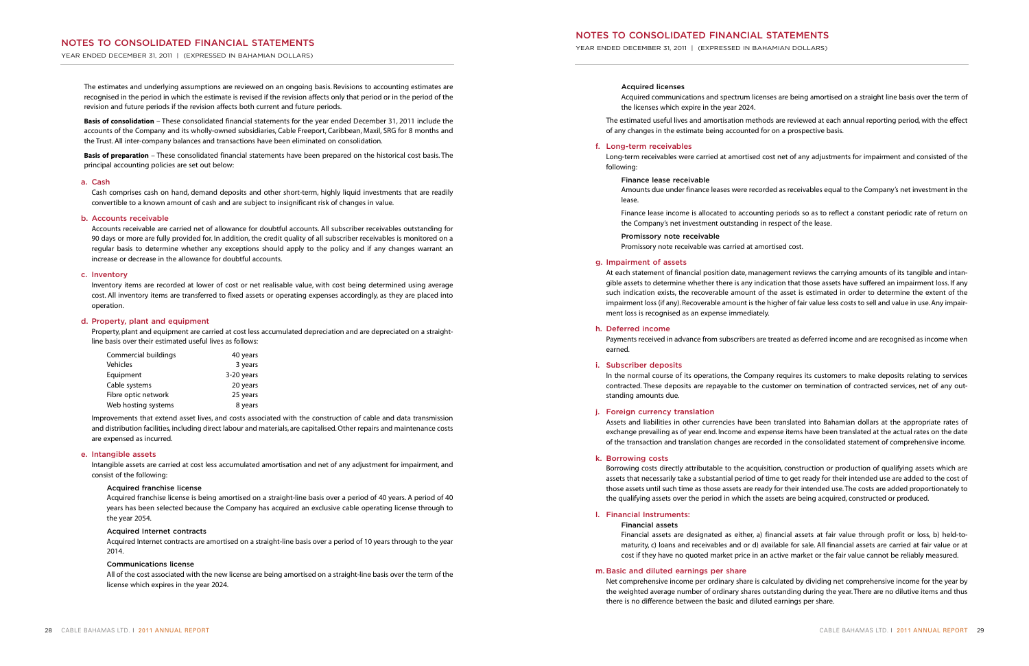The estimates and underlying assumptions are reviewed on an ongoing basis. Revisions to accounting estimates are recognised in the period in which the estimate is revised if the revision affects only that period or in the period of the revision and future periods if the revision affects both current and future periods.

**Basis of consolidation** – These consolidated financial statements for the year ended December 31, 2011 include the accounts of the Company and its wholly-owned subsidiaries, Cable Freeport, Caribbean, Maxil, SRG for 8 months and the Trust. All inter-company balances and transactions have been eliminated on consolidation.

**Basis of preparation** – These consolidated financial statements have been prepared on the historical cost basis. The principal accounting policies are set out below:

### a. Cash

Cash comprises cash on hand, demand deposits and other short-term, highly liquid investments that are readily convertible to a known amount of cash and are subject to insignificant risk of changes in value.

### b. Accounts receivable

Accounts receivable are carried net of allowance for doubtful accounts. All subscriber receivables outstanding for 90 days or more are fully provided for. In addition, the credit quality of all subscriber receivables is monitored on a regular basis to determine whether any exceptions should apply to the policy and if any changes warrant an increase or decrease in the allowance for doubtful accounts.

### c. Inventory

Inventory items are recorded at lower of cost or net realisable value, with cost being determined using average cost. All inventory items are transferred to fixed assets or operating expenses accordingly, as they are placed into operation.

### d. Property, plant and equipment

Property, plant and equipment are carried at cost less accumulated depreciation and are depreciated on a straight-line basis over their estimated useful lives as follows:

| | |
|---|---|
| Commercial buildings | 40 years |
| Vehicles | 3 years |
| Equipment | 3-20 years |
| Cable systems | 20 years |
| Fibre optic network | 25 years |
| Web hosting systems | 8 years |

Improvements that extend asset lives, and costs associated with the construction of cable and data transmission and distribution facilities, including direct labour and materials, are capitalised. Other repairs and maintenance costs are expensed as incurred.

### e. Intangible assets

Intangible assets are carried at cost less accumulated amortisation and net of any adjustment for impairment, and consist of the following:

#### Acquired franchise license

Acquired franchise license is being amortised on a straight-line basis over a period of 40 years. A period of 40 years has been selected because the Company has acquired an exclusive cable operating license through to the year 2054.

#### Acquired Internet contracts

Acquired Internet contracts are amortised on a straight-line basis over a period of 10 years through to the year 2014.

#### Communications license

All of the cost associated with the new license are being amortised on a straight-line basis over the term of the license which expires in the year 2024.

#### Acquired licenses

Acquired communications and spectrum licenses are being amortised on a straight line basis over the term of the licenses which expire in the year 2024.

The estimated useful lives and amortisation methods are reviewed at each annual reporting period, with the effect of any changes in the estimate being accounted for on a prospective basis.

### f. Long-term receivables

Long-term receivables were carried at amortised cost net of any adjustments for impairment and consisted of the following:

#### Finance lease receivable

Amounts due under finance leases were recorded as receivables equal to the Company's net investment in the lease.

Finance lease income is allocated to accounting periods so as to reflect a constant periodic rate of return on the Company's net investment outstanding in respect of the lease.

#### Promissory note receivable

Promissory note receivable was carried at amortised cost.

### g. Impairment of assets

At each statement of financial position date, management reviews the carrying amounts of its tangible and intangible assets to determine whether there is any indication that those assets have suffered an impairment loss. If any such indication exists, the recoverable amount of the asset is estimated in order to determine the extent of the impairment loss (if any). Recoverable amount is the higher of fair value less costs to sell and value in use. Any impairment loss is recognised as an expense immediately.

### h. Deferred income

Payments received in advance from subscribers are treated as deferred income and are recognised as income when earned.

### i. Subscriber deposits

In the normal course of its operations, the Company requires its customers to make deposits relating to services contracted. These deposits are repayable to the customer on termination of contracted services, net of any outstanding amounts due.

### j. Foreign currency translation

Assets and liabilities in other currencies have been translated into Bahamian dollars at the appropriate rates of exchange prevailing as of year end. Income and expense items have been translated at the actual rates on the date of the transaction and translation changes are recorded in the consolidated statement of comprehensive income.

### k. Borrowing costs

Borrowing costs directly attributable to the acquisition, construction or production of qualifying assets which are assets that necessarily take a substantial period of time to get ready for their intended use are added to the cost of those assets until such time as those assets are ready for their intended use. The costs are added proportionately to the qualifying assets over the period in which the assets are being acquired, constructed or produced.

### l. Financial Instruments:

#### Financial assets

Financial assets are designated as either, a) financial assets at fair value through profit or loss, b) held-to-maturity, c) loans and receivables and or d) available for sale. All financial assets are carried at fair value or at cost if they have no quoted market price in an active market or the fair value cannot be reliably measured.

### m. Basic and diluted earnings per share

Net comprehensive income per ordinary share is calculated by dividing net comprehensive income for the year by the weighted average number of ordinary shares outstanding during the year. There are no dilutive items and thus there is no difference between the basic and diluted earnings per share.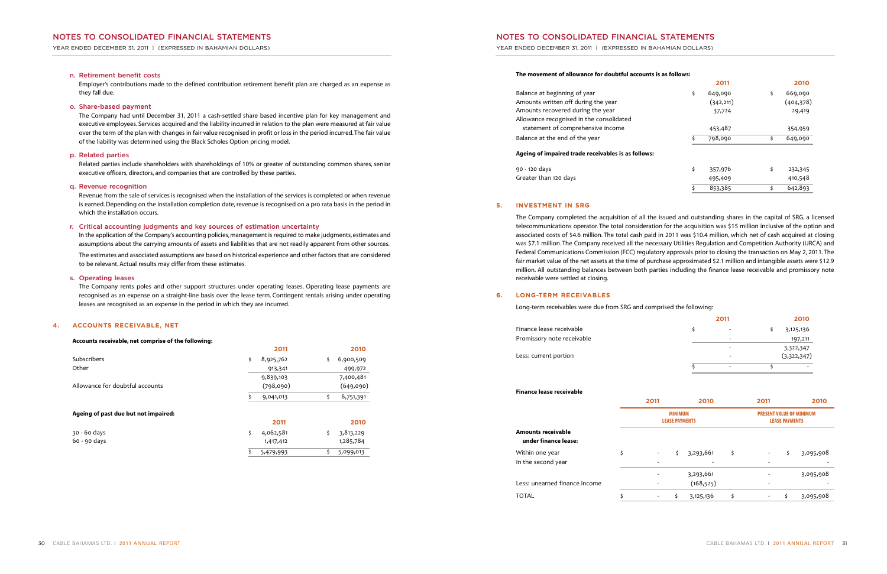# NOTES TO CONSOLIDATED FINANCIAL STATEMENTS

YEAR ENDED DECEMBER 31, 2011 | (EXPRESSED IN BAHAMIAN DOLLARS)

### n. Retirement benefit costs

Employer's contributions made to the defined contribution retirement benefit plan are charged as an expense as they fall due.

### o. Share-based payment

The Company had until December 31, 2011 a cash-settled share based incentive plan for key management and executive employees. Services acquired and the liability incurred in relation to the plan were measured at fair value over the term of the plan with changes in fair value recognised in profit or loss in the period incurred. The fair value of the liability was determined using the Black Scholes Option pricing model.

### p. Related parties

Related parties include shareholders with shareholdings of 10% or greater of outstanding common shares, senior executive officers, directors, and companies that are controlled by these parties.

### q. Revenue recognition

Revenue from the sale of services is recognised when the installation of the services is completed or when revenue is earned. Depending on the installation completion date, revenue is recognised on a pro rata basis in the period in which the installation occurs.

### r. Critical accounting judgments and key sources of estimation uncertainty

In the application of the Company's accounting policies, management is required to make judgments, estimates and assumptions about the carrying amounts of assets and liabilities that are not readily apparent from other sources.

The estimates and associated assumptions are based on historical experience and other factors that are considered to be relevant. Actual results may differ from these estimates.

### s. Operating leases

The Company rents poles and other support structures under operating leases. Operating lease payments are recognised as an expense on a straight-line basis over the lease term. Contingent rentals arising under operating leases are recognised as an expense in the period in which they are incurred.

## 4. ACCOUNTS RECEIVABLE, NET

**Accounts receivable, net comprise of the following:**

| | 2011 | 2010 |
|---|---|---|
| Subscribers | $ 8,925,762 | $ 6,900,509 |
| Other | 913,341 | 499,972 |
| | 9,839,103 | 7,400,481 |
| Allowance for doubtful accounts | (798,090) | (649,090) |
| | $ 9,041,013 | $ 6,751,391 |

**Ageing of past due but not impaired:**

| | 2011 | 2010 |
|---|---|---|
| 30 - 60 days | $ 4,062,581 | $ 3,813,229 |
| 60 - 90 days | 1,417,412 | 1,285,784 |
| | $ 5,479,993 | $ 5,099,013 |

**The movement of allowance for doubtful accounts is as follows:**

| | 2011 | 2010 |
|---|---|---|
| Balance at beginning of year | $ 649,090 | $ 669,090 |
| Amounts written off during the year | (342,211) | (404,378) |
| Amounts recovered during the year | 37,724 | 29,419 |
| Allowance recognised in the consolidated statement of comprehensive income | 453,487 | 354,959 |
| Balance at the end of the year | $ 798,090 | $ 649,090 |

**Ageing of impaired trade receivables is as follows:**

| | 2011 | 2010 |
|---|---|---|
| 90 - 120 days | $ 357,976 | $ 232,345 |
| Greater than 120 days | 495,409 | 410,548 |
| | $ 853,385 | $ 642,893 |

## 5. INVESTMENT IN SRG

The Company completed the acquisition of all the issued and outstanding shares in the capital of SRG, a licensed telecommunications operator. The total consideration for the acquisition was $15 million inclusive of the option and associated costs of $4.6 million. The total cash paid in 2011 was $10.4 million, which net of cash acquired at closing was $7.1 million. The Company received all the necessary Utilities Regulation and Competition Authority (URCA) and Federal Communications Commission (FCC) regulatory approvals prior to closing the transaction on May 2, 2011. The fair market value of the net assets at the time of purchase approximated $2.1 million and intangible assets were $12.9 million. All outstanding balances between both parties including the finance lease receivable and promissory note receivable were settled at closing.

## 6. LONG-TERM RECEIVABLES

Long-term receivables were due from SRG and comprised the following:

| | 2011 | 2010 |
|---|---|---|
| Finance lease receivable | $ - | $ 3,125,136 |
| Promissory note receivable | - | 197,211 |
| | - | 3,322,347 |
| Less: current portion | - | (3,322,347) |
| | $ - | $ - |

**Finance lease receivable**

| | 2011 | 2010 | 2011 | 2010 |
|---|---|---|---|---|
| | MINIMUM LEASE PAYMENTS | | PRESENT VALUE OF MINIMUM LEASE PAYMENTS | |
| **Amounts receivable under finance lease:** | | | | |
| Within one year | $ - | $ 3,293,661 | $ - | $ 3,095,908 |
| In the second year | - | - | - | - |
| | - | 3,293,661 | - | 3,095,908 |
| Less: unearned finance income | - | (168,525) | - | - |
| TOTAL | $ - | $ 3,125,136 | $ - | $ 3,095,908 |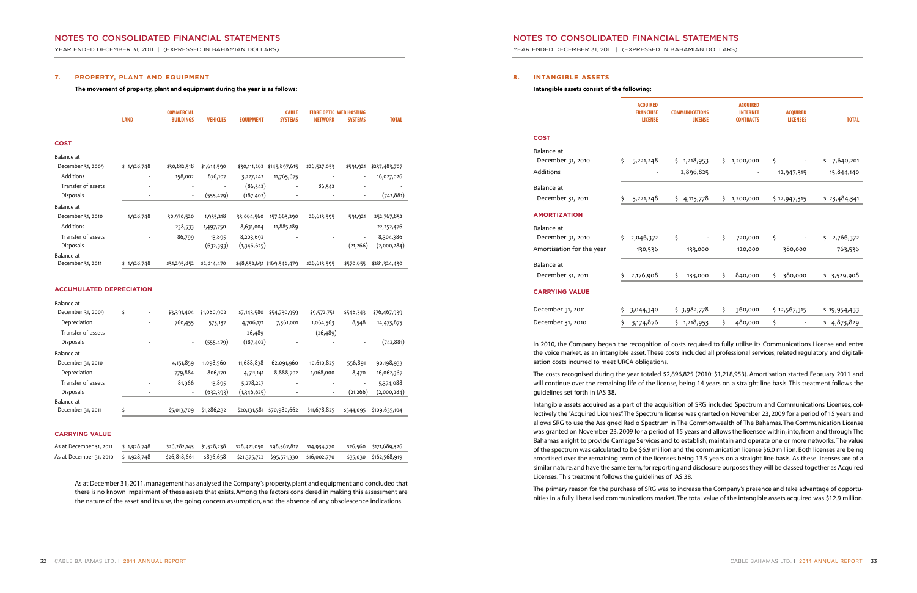# NOTES TO CONSOLIDATED FINANCIAL STATEMENTS

YEAR ENDED DECEMBER 31, 2011 | (EXPRESSED IN BAHAMIAN DOLLARS)

## 7. PROPERTY, PLANT AND EQUIPMENT

**The movement of property, plant and equipment during the year is as follows:**

| | LAND | COMMERCIAL BUILDINGS | VEHICLES | EQUIPMENT | CABLE SYSTEMS | FIBRE OPTIC NETWORK | WEB HOSTING SYSTEMS | TOTAL |
|---|---|---|---|---|---|---|---|---|
| **COST** | | | | | | | | |
| Balance at December 31, 2009 | $ 1,928,748 | $30,812,518 | $1,614,590 | $30,111,262 | $145,897,615 | $26,527,053 | $591,921 | $237,483,707 |
| Additions | - | 158,002 | 876,107 | 3,227,242 | 11,765,675 | - | - | 16,027,026 |
| Transfer of assets | - | - | - | (86,542) | - | 86,542 | - | - |
| Disposals | - | - | (555,479) | (187,402) | - | - | - | (742,881) |
| Balance at December 31, 2010 | 1,928,748 | 30,970,520 | 1,935,218 | 33,064,560 | 157,663,290 | 26,613,595 | 591,921 | 252,767,852 |
| Additions | - | 238,533 | 1,497,750 | 8,631,004 | 11,885,189 | - | - | 22,252,476 |
| Transfer of assets | - | 86,799 | 13,895 | 8,203,692 | - | - | - | 8,304,386 |
| Disposals | - | - | (632,393) | (1,346,625) | - | - | (21,266) | (2,000,284) |
| Balance at December 31, 2011 | $ 1,928,748 | $31,295,852 | $2,814,470 | $48,552,631 | $169,548,479 | $26,613,595 | $570,655 | $281,324,430 |
| **ACCUMULATED DEPRECIATION** | | | | | | | | |
| Balance at December 31, 2009 | $ - | $3,391,404 | $1,080,902 | $7,143,580 | $54,730,959 | $9,572,751 | $548,343 | $76,467,939 |
| Depreciation | - | 760,455 | 573,137 | 4,706,171 | 7,361,001 | 1,064,563 | 8,548 | 14,473,875 |
| Transfer of assets | - | - | - | 26,489 | - | (26,489) | - | - |
| Disposals | - | - | (555,479) | (187,402) | - | - | - | (742,881) |
| Balance at December 31, 2010 | - | 4,151,859 | 1,098,560 | 11,688,838 | 62,091,960 | 10,610,825 | 556,891 | 90,198,933 |
| Depreciation | - | 779,884 | 806,170 | 4,511,141 | 8,888,702 | 1,068,000 | 8,470 | 16,062,367 |
| Transfer of assets | - | 81,966 | 13,895 | 5,278,227 | - | - | - | 5,374,088 |
| Disposals | - | - | (632,393) | (1,346,625) | - | - | (21,266) | (2,000,284) |
| Balance at December 31, 2011 | $ - | $5,013,709 | $1,286,232 | $20,131,581 | $70,980,662 | $11,678,825 | $544,095 | $109,635,104 |
| **CARRYING VALUE** | | | | | | | | |
| As at December 31, 2011 | $ 1,928,748 | $26,282,143 | $1,528,238 | $28,421,050 | $98,567,817 | $14,934,770 | $26,560 | $171,689,326 |
| As at December 31, 2010 | $ 1,928,748 | $26,818,661 | $836,658 | $21,375,722 | $95,571,330 | $16,002,770 | $35,030 | $162,568,919 |

As at December 31, 2011, management has analysed the Company's property, plant and equipment and concluded that there is no known impairment of these assets that exists. Among the factors considered in making this assessment are the nature of the asset and its use, the going concern assumption, and the absence of any obsolescence indications.

## 8. INTANGIBLE ASSETS

**Intangible assets consist of the following:**

| | ACQUIRED FRANCHISE LICENSE | COMMUNICATIONS LICENSE | ACQUIRED INTERNET CONTRACTS | ACQUIRED LICENSES | TOTAL |
|---|---|---|---|---|---|
| **COST** | | | | | |
| Balance at December 31, 2010 | $ 5,221,248 | $ 1,218,953 | $ 1,200,000 | $ - | $ 7,640,201 |
| Additions | - | 2,896,825 | - | 12,947,315 | 15,844,140 |
| Balance at December 31, 2011 | $ 5,221,248 | $ 4,115,778 | $ 1,200,000 | $ 12,947,315 | $ 23,484,341 |
| **AMORTIZATION** | | | | | |
| Balance at December 31, 2010 | $ 2,046,372 | $ - | $ 720,000 | $ - | $ 2,766,372 |
| Amortisation for the year | 130,536 | 133,000 | 120,000 | 380,000 | 763,536 |
| Balance at December 31, 2011 | $ 2,176,908 | $ 133,000 | $ 840,000 | $ 380,000 | $ 3,529,908 |
| **CARRYING VALUE** | | | | | |
| December 31, 2011 | $ 3,044,340 | $ 3,982,778 | $ 360,000 | $ 12,567,315 | $ 19,954,433 |
| December 31, 2010 | $ 3,174,876 | $ 1,218,953 | $ 480,000 | $ - | $ 4,873,829 |

In 2010, the Company began the recognition of costs required to fully utilise its Communications License and enter the voice market, as an intangible asset. These costs included all professional services, related regulatory and digitalisation costs incurred to meet URCA obligations.

The costs recognised during the year totaled $2,896,825 (2010: $1,218,953). Amortisation started February 2011 and will continue over the remaining life of the license, being 14 years on a straight line basis. This treatment follows the guidelines set forth in IAS 38.

Intangible assets acquired as a part of the acquisition of SRG included Spectrum and Communications Licenses, collectively the "Acquired Licenses". The Spectrum license was granted on November 23, 2009 for a period of 15 years and allows SRG to use the Assigned Radio Spectrum in The Commonwealth of The Bahamas. The Communication License was granted on November 23, 2009 for a period of 15 years and allows the licensee within, into, from and through The Bahamas a right to provide Carriage Services and to establish, maintain and operate one or more networks. The value of the spectrum was calculated to be $6.9 million and the communication license $6.0 million. Both licenses are being amortised over the remaining term of the licenses being 13.5 years on a straight line basis. As these licenses are of a similar nature, and have the same term, for reporting and disclosure purposes they will be classed together as Acquired Licenses. This treatment follows the guidelines of IAS 38.

The primary reason for the purchase of SRG was to increase the Company's presence and take advantage of opportunities in a fully liberalised communications market. The total value of the intangible assets acquired was $12.9 million.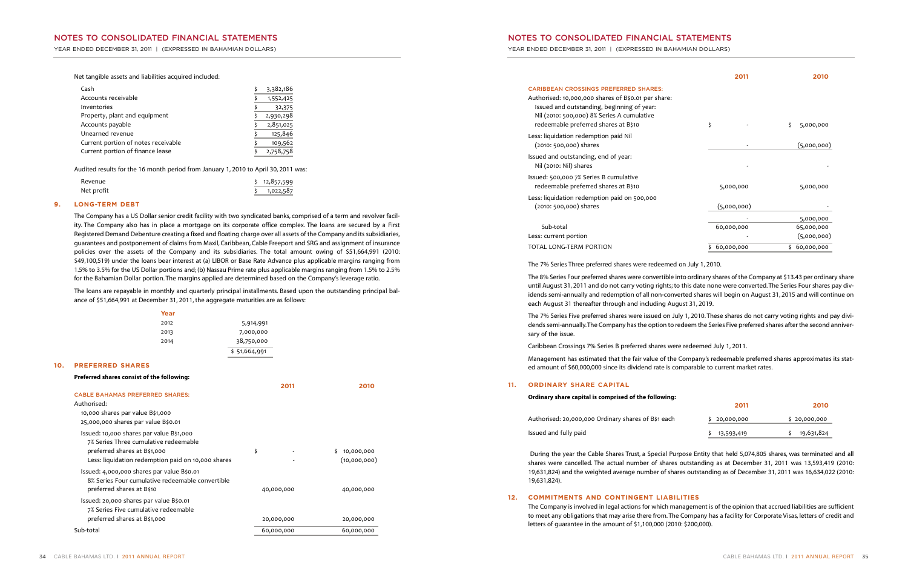Net tangible assets and liabilities acquired included:

| | |
|---|---|
| Cash | $ 3,382,186 |
| Accounts receivable | $ 1,552,425 |
| Inventories | $ 32,375 |
| Property, plant and equipment | $ 2,930,298 |
| Accounts payable | $ 2,851,025 |
| Unearned revenue | $ 125,846 |
| Current portion of notes receivable | $ 109,562 |
| Current portion of finance lease | $ 2,758,758 |

Audited results for the 16 month period from January 1, 2010 to April 30, 2011 was:

| | |
|---|---|
| Revenue | $ 12,857,599 |
| Net profit | $ 1,022,587 |

## 9. LONG-TERM DEBT

The Company has a US Dollar senior credit facility with two syndicated banks, comprised of a term and revolver facility. The Company also has in place a mortgage on its corporate office complex. The loans are secured by a First Registered Demand Debenture creating a fixed and floating charge over all assets of the Company and its subsidiaries, guarantees and postponement of claims from Maxil, Caribbean, Cable Freeport and SRG and assignment of insurance policies over the assets of the Company and its subsidiaries. The total amount owing of $51,664,991 (2010: $49,100,519) under the loans bear interest at (a) LIBOR or Base Rate Advance plus applicable margins ranging from 1.5% to 3.5% for the US Dollar portions and; (b) Nassau Prime rate plus applicable margins ranging from 1.5% to 2.5% for the Bahamian Dollar portion. The margins applied are determined based on the Company's leverage ratio.

The loans are repayable in monthly and quarterly principal installments. Based upon the outstanding principal balance of $51,664,991 at December 31, 2011, the aggregate maturities are as follows:

| Year | |
|---|---|
| 2012 | 5,914,991 |
| 2013 | 7,000,000 |
| 2014 | 38,750,000 |
| | $ 51,664,991 |

## 10. PREFERRED SHARES

**Preferred shares consist of the following:**

| | 2011 | 2010 |
|---|---|---|
| CABLE BAHAMAS PREFERRED SHARES: | | |
| Authorised: | | |
| 10,000 shares par value B$1,000 | | |
| 25,000,000 shares par value B$0.01 | | |
| Issued: 10,000 shares par value B$1,000 7% Series Three cumulative redeemable preferred shares at B$1,000 | $ - | $ 10,000,000 |
| Less: liquidation redemption paid on 10,000 shares | - | (10,000,000) |
| Issued: 4,000,000 shares par value B$0.01 8% Series Four cumulative redeemable convertible preferred shares at B$10 | 40,000,000 | 40,000,000 |
| Issued: 20,000 shares par value B$0.01 7% Series Five cumulative redeemable preferred shares at B$1,000 | 20,000,000 | 20,000,000 |
| Sub-total | 60,000,000 | 60,000,000 |
| CARIBBEAN CROSSINGS PREFERRED SHARES: | | |
| Authorised: 10,000,000 shares of B$0.01 per share: Issued and outstanding, beginning of year: Nil (2010: 500,000) 8% Series A cumulative redeemable preferred shares at B$10 | $ - | $ 5,000,000 |
| Less: liquidation redemption paid Nil (2010: 500,000) shares | - | (5,000,000) |
| Issued and outstanding, end of year: Nil (2010: Nil) shares | - | - |
| Issued: 500,000 7% Series B cumulative redeemable preferred shares at B$10 | 5,000,000 | 5,000,000 |
| Less: liquidation redemption paid on 500,000 (2010: 500,000) shares | (5,000,000) | - |
| | - | 5,000,000 |
| Sub-total | 60,000,000 | 65,000,000 |
| Less: current portion | - | (5,000,000) |
| TOTAL LONG-TERM PORTION | $ 60,000,000 | $ 60,000,000 |

The 7% Series Three preferred shares were redeemed on July 1, 2010.

The 8% Series Four preferred shares were convertible into ordinary shares of the Company at $13.43 per ordinary share until August 31, 2011 and do not carry voting rights; to this date none were converted. The Series Four shares pay dividends semi-annually and redemption of all non-converted shares will begin on August 31, 2015 and will continue on each August 31 thereafter through and including August 31, 2019.

The 7% Series Five preferred shares were issued on July 1, 2010. These shares do not carry voting rights and pay dividends semi-annually. The Company has the option to redeem the Series Five preferred shares after the second anniversary of the issue.

Caribbean Crossings 7% Series B preferred shares were redeemed July 1, 2011.

Management has estimated that the fair value of the Company's redeemable preferred shares approximates its stated amount of $60,000,000 since its dividend rate is comparable to current market rates.

## 11. ORDINARY SHARE CAPITAL

**Ordinary share capital is comprised of the following:**

| | 2011 | 2010 |
|---|---|---|
| Authorised: 20,000,000 Ordinary shares of B$1 each | $ 20,000,000 | $ 20,000,000 |
| Issued and fully paid | $ 13,593,419 | $ 19,631,824 |

During the year the Cable Shares Trust, a Special Purpose Entity that held 5,074,805 shares, was terminated and all shares were cancelled. The actual number of shares outstanding as at December 31, 2011 was 13,593,419 (2010: 19,631,824) and the weighted average number of shares outstanding as of December 31, 2011 was 16,634,022 (2010: 19,631,824).

## 12. COMMITMENTS AND CONTINGENT LIABILITIES

The Company is involved in legal actions for which management is of the opinion that accrued liabilities are sufficient to meet any obligations that may arise there from. The Company has a facility for Corporate Visas, letters of credit and letters of guarantee in the amount of $1,100,000 (2010: $200,000).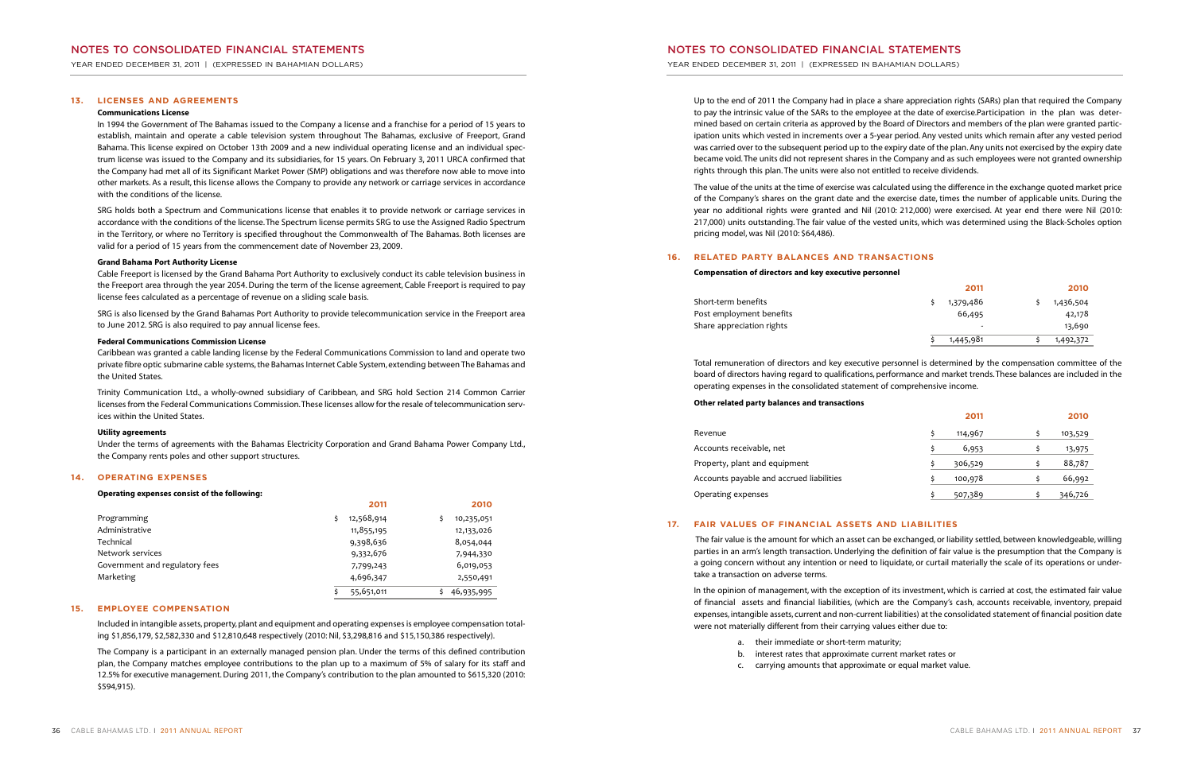## 13. LICENSES AND AGREEMENTS

### Communications License

In 1994 the Government of The Bahamas issued to the Company a license and a franchise for a period of 15 years to establish, maintain and operate a cable television system throughout The Bahamas, exclusive of Freeport, Grand Bahama. This license expired on October 13th 2009 and a new individual operating license and an individual spectrum license was issued to the Company and its subsidiaries, for 15 years. On February 3, 2011 URCA confirmed that the Company had met all of its Significant Market Power (SMP) obligations and was therefore now able to move into other markets. As a result, this license allows the Company to provide any network or carriage services in accordance with the conditions of the license.

SRG holds both a Spectrum and Communications license that enables it to provide network or carriage services in accordance with the conditions of the license. The Spectrum license permits SRG to use the Assigned Radio Spectrum in the Territory, or where no Territory is specified throughout the Commonwealth of The Bahamas. Both licenses are valid for a period of 15 years from the commencement date of November 23, 2009.

### Grand Bahama Port Authority License

Cable Freeport is licensed by the Grand Bahama Port Authority to exclusively conduct its cable television business in the Freeport area through the year 2054. During the term of the license agreement, Cable Freeport is required to pay license fees calculated as a percentage of revenue on a sliding scale basis.

SRG is also licensed by the Grand Bahamas Port Authority to provide telecommunication service in the Freeport area to June 2012. SRG is also required to pay annual license fees.

### Federal Communications Commission License

Caribbean was granted a cable landing license by the Federal Communications Commission to land and operate two private fibre optic submarine cable systems, the Bahamas Internet Cable System, extending between The Bahamas and the United States.

Trinity Communication Ltd., a wholly-owned subsidiary of Caribbean, and SRG hold Section 214 Common Carrier licenses from the Federal Communications Commission. These licenses allow for the resale of telecommunication services within the United States.

### Utility agreements

Under the terms of agreements with the Bahamas Electricity Corporation and Grand Bahama Power Company Ltd., the Company rents poles and other support structures.

## 14. OPERATING EXPENSES

**Operating expenses consist of the following:**

| | 2011 | 2010 |
|---|---|---|
| Programming | $ 12,568,914 | $ 10,235,051 |
| Administrative | 11,855,195 | 12,133,026 |
| Technical | 9,398,636 | 8,054,044 |
| Network services | 9,332,676 | 7,944,330 |
| Government and regulatory fees | 7,799,243 | 6,019,053 |
| Marketing | 4,696,347 | 2,550,491 |
| | $ 55,651,011 | $ 46,935,995 |

## 15. EMPLOYEE COMPENSATION

Included in intangible assets, property, plant and equipment and operating expenses is employee compensation totaling $1,856,179, $2,582,330 and $12,810,648 respectively (2010: Nil, $3,298,816 and $15,150,386 respectively).

The Company is a participant in an externally managed pension plan. Under the terms of this defined contribution plan, the Company matches employee contributions to the plan up to a maximum of 5% of salary for its staff and 12.5% for executive management. During 2011, the Company's contribution to the plan amounted to $615,320 (2010: $594,915).

Up to the end of 2011 the Company had in place a share appreciation rights (SARs) plan that required the Company to pay the intrinsic value of the SARs to the employee at the date of exercise.Participation in the plan was determined based on certain criteria as approved by the Board of Directors and members of the plan were granted participation units which vested in increments over a 5-year period. Any vested units which remain after any vested period was carried over to the subsequent period up to the expiry date of the plan. Any units not exercised by the expiry date became void. The units did not represent shares in the Company and as such employees were not granted ownership rights through this plan. The units were also not entitled to receive dividends.

The value of the units at the time of exercise was calculated using the difference in the exchange quoted market price of the Company's shares on the grant date and the exercise date, times the number of applicable units. During the year no additional rights were granted and Nil (2010: 212,000) were exercised. At year end there were Nil (2010: 217,000) units outstanding. The fair value of the vested units, which was determined using the Black-Scholes option pricing model, was Nil (2010: $64,486).

## 16. RELATED PARTY BALANCES AND TRANSACTIONS

**Compensation of directors and key executive personnel**

| | 2011 | 2010 |
|---|---|---|
| Short-term benefits | $ 1,379,486 | $ 1,436,504 |
| Post employment benefits | 66,495 | 42,178 |
| Share appreciation rights | - | 13,690 |
| | $ 1,445,981 | $ 1,492,372 |

Total remuneration of directors and key executive personnel is determined by the compensation committee of the board of directors having regard to qualifications, performance and market trends. These balances are included in the operating expenses in the consolidated statement of comprehensive income.

**Other related party balances and transactions**

| | 2011 | 2010 |
|---|---|---|
| Revenue | $ 114,967 | $ 103,529 |
| Accounts receivable, net | $ 6,953 | $ 13,975 |
| Property, plant and equipment | $ 306,529 | $ 88,787 |
| Accounts payable and accrued liabilities | $ 100,978 | $ 66,992 |
| Operating expenses | $ 507,389 | $ 346,726 |

## 17. FAIR VALUES OF FINANCIAL ASSETS AND LIABILITIES

The fair value is the amount for which an asset can be exchanged, or liability settled, between knowledgeable, willing parties in an arm's length transaction. Underlying the definition of fair value is the presumption that the Company is a going concern without any intention or need to liquidate, or curtail materially the scale of its operations or undertake a transaction on adverse terms.

In the opinion of management, with the exception of its investment, which is carried at cost, the estimated fair value of financial assets and financial liabilities, (which are the Company's cash, accounts receivable, inventory, prepaid expenses, intangible assets, current and non-current liabilities) at the consolidated statement of financial position date were not materially different from their carrying values either due to:

a. their immediate or short-term maturity;
b. interest rates that approximate current market rates or
c. carrying amounts that approximate or equal market value.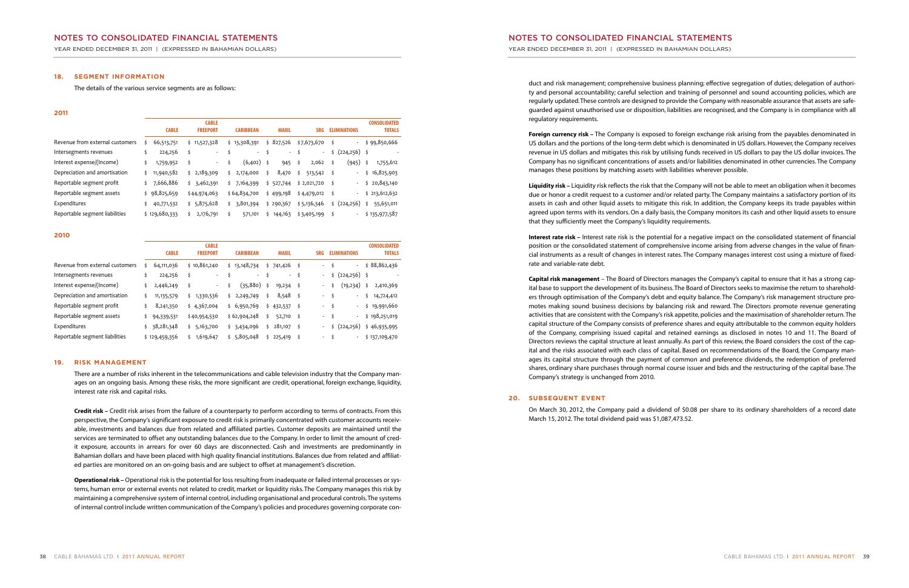## 18. SEGMENT INFORMATION

The details of the various service segments are as follows:

### 2011

| | CABLE | CABLE FREEPORT | CARIBBEAN | MAXIL | SRG | ELIMINATIONS | CONSOLIDATED TOTALS |
|---|---|---|---|---|---|---|---|
| Revenue from external customers | $ 66,513,751 | $ 11,527,328 | $ 13,308,391 | $ 827,526 | $ 7,673,670 | $ - | $ 99,850,666 |
| Intersegments revenues | $ 224,256 | $ - | $ - | $ - | $ - | $ (224,256) | $ - |
| Interest expense/(Income) | $ 1,759,952 | $ - | $ (6,402) | $ 945 | $ 2,062 | $ (945) | $ 1,755,612 |
| Depreciation and amortisation | $ 11,940,582 | $ 2,189,309 | $ 2,174,000 | $ 8,470 | $ 513,542 | $ - | $ 16,825,903 |
| Reportable segment profit | $ 7,666,886 | $ 3,462,391 | $ 7,164,399 | $ 527,744 | $ 2,021,720 | $ - | $ 20,843,140 |
| Reportable segment assets | $ 98,825,659 | $ 44,974,063 | $ 64,834,700 | $ 499,198 | $ 4,479,012 | $ - | $ 213,612,632 |
| Expenditures | $ 40,771,532 | $ 5,875,628 | $ 3,801,394 | $ 290,367 | $ 5,136,346 | $ (224,256) | $ 55,651,011 |
| Reportable segment liabilities | $ 129,680,333 | $ 2,176,791 | $ 571,101 | $ 144,163 | $ 3,405,199 | $ - | $ 135,977,587 |

### 2010

| | CABLE | CABLE FREEPORT | CARIBBEAN | MAXIL | SRG | ELIMINATIONS | CONSOLIDATED TOTALS |
|---|---|---|---|---|---|---|---|
| Revenue from external customers | $ 64,111,036 | $ 10,861,240 | $ 13,148,734 | $ 741,426 | $ - | $ - | $ 88,862,436 |
| Intersegments revenues | $ 224,256 | $ - | $ - | $ - | $ - | $ (224,256) | $ - |
| Interest expense/(Income) | $ 2,446,249 | $ - | $ (35,880) | $ 19,234 | $ - | $ (19,234) | $ 2,410,369 |
| Depreciation and amortisation | $ 11,135,579 | $ 1,330,536 | $ 2,249,749 | $ 8,548 | $ - | $ - | $ 14,724,412 |
| Reportable segment profit | $ 8,241,350 | $ 4,367,004 | $ 6,950,769 | $ 432,537 | $ - | $ - | $ 19,991,660 |
| Reportable segment assets | $ 94,339,531 | $ 40,954,530 | $ 62,904,248 | $ 52,710 | $ - | $ - | $ 198,251,019 |
| Expenditures | $ 38,281,348 | $ 5,163,700 | $ 3,434,096 | $ 281,107 | $ - | $ (224,256) | $ 46,935,995 |
| Reportable segment liabilities | $ 129,459,356 | $ 1,619,647 | $ 5,805,048 | $ 225,419 | $ - | $ - | $ 137,109,470 |

## 19. RISK MANAGEMENT

There are a number of risks inherent in the telecommunications and cable television industry that the Company manages on an ongoing basis. Among these risks, the more significant are credit, operational, foreign exchange, liquidity, interest rate risk and capital risks.

**Credit risk –** Credit risk arises from the failure of a counterparty to perform according to terms of contracts. From this perspective, the Company's significant exposure to credit risk is primarily concentrated with customer accounts receivable, investments and balances due from related and affiliated parties. Customer deposits are maintained until the services are terminated to offset any outstanding balances due to the Company. In order to limit the amount of credit exposure, accounts in arrears for over 60 days are disconnected. Cash and investments are predominantly in Bahamian dollars and have been placed with high quality financial institutions. Balances due from related and affiliated parties are monitored on an on-going basis and are subject to offset at management's discretion.

**Operational risk –** Operational risk is the potential for loss resulting from inadequate or failed internal processes or systems, human error or external events not related to credit, market or liquidity risks. The Company manages this risk by maintaining a comprehensive system of internal control, including organisational and procedural controls. The systems of internal control include written communication of the Company's policies and procedures governing corporate conduct and risk management; comprehensive business planning; effective segregation of duties; delegation of authority and personal accountability; careful selection and training of personnel and sound accounting policies, which are regularly updated. These controls are designed to provide the Company with reasonable assurance that assets are safeguarded against unauthorised use or disposition, liabilities are recognised, and the Company is in compliance with all regulatory requirements.

**Foreign currency risk –** The Company is exposed to foreign exchange risk arising from the payables denominated in US dollars and the portions of the long-term debt which is denominated in US dollars. However, the Company receives revenue in US dollars and mitigates this risk by utilising funds received in US dollars to pay the US dollar invoices. The Company has no significant concentrations of assets and/or liabilities denominated in other currencies. The Company manages these positions by matching assets with liabilities wherever possible.

**Liquidity risk –** Liquidity risk reflects the risk that the Company will not be able to meet an obligation when it becomes due or honor a credit request to a customer and/or related party. The Company maintains a satisfactory portion of its assets in cash and other liquid assets to mitigate this risk. In addition, the Company keeps its trade payables within agreed upon terms with its vendors. On a daily basis, the Company monitors its cash and other liquid assets to ensure that they sufficiently meet the Company's liquidity requirements.

**Interest rate risk –** Interest rate risk is the potential for a negative impact on the consolidated statement of financial position or the consolidated statement of comprehensive income arising from adverse changes in the value of financial instruments as a result of changes in interest rates. The Company manages interest cost using a mixture of fixed-rate and variable-rate debt.

**Capital risk management** – The Board of Directors manages the Company's capital to ensure that it has a strong capital base to support the development of its business. The Board of Directors seeks to maximise the return to shareholders through optimisation of the Company's debt and equity balance. The Company's risk management structure promotes making sound business decisions by balancing risk and reward. The Directors promote revenue generating activities that are consistent with the Company's risk appetite, policies and the maximisation of shareholder return. The capital structure of the Company consists of preference shares and equity attributable to the common equity holders of the Company, comprising issued capital and retained earnings as disclosed in notes 10 and 11. The Board of Directors reviews the capital structure at least annually. As part of this review, the Board considers the cost of the capital and the risks associated with each class of capital. Based on recommendations of the Board, the Company manages its capital structure through the payment of common and preference dividends, the redemption of preferred shares, ordinary share purchases through normal course issuer and bids and the restructuring of the capital base. The Company's strategy is unchanged from 2010.

## 20. SUBSEQUENT EVENT

On March 30, 2012, the Company paid a dividend of $0.08 per share to its ordinary shareholders of a record date March 15, 2012. The total dividend paid was $1,087,473.52.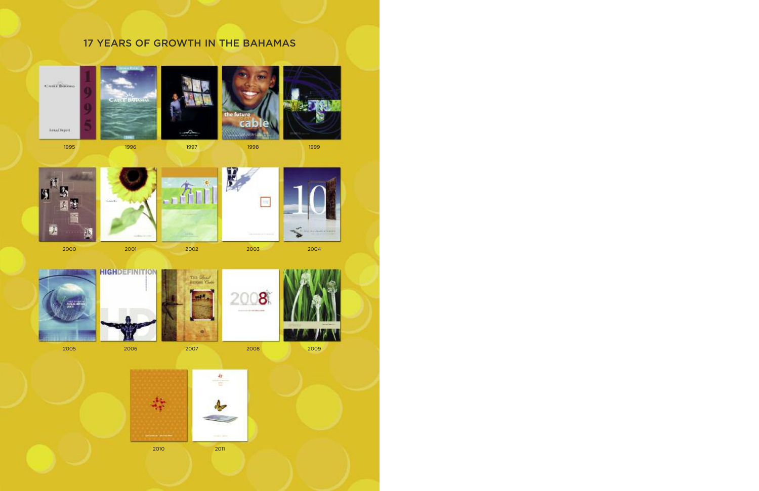## 17 YEARS OF GROWTH IN THE BAHAMAS

1995 1996 1997 1998 1999

2000 2001 2002 2003 2004

2005 2006 2007 2008 2009

2010 2011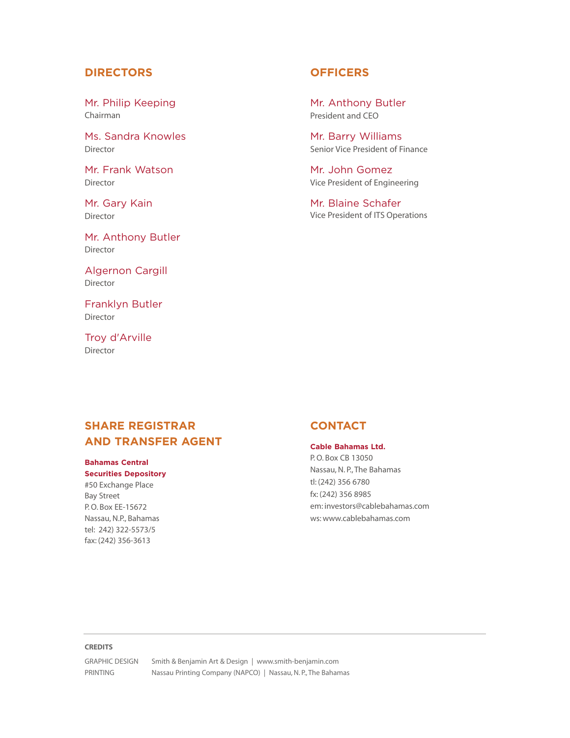## DIRECTORS

Mr. Philip Keeping
Chairman

Ms. Sandra Knowles
Director

Mr. Frank Watson
Director

Mr. Gary Kain
Director

Mr. Anthony Butler
Director

Algernon Cargill
Director

Franklyn Butler
Director

Troy d'Arville
Director

## OFFICERS

Mr. Anthony Butler
President and CEO

Mr. Barry Williams
Senior Vice President of Finance

Mr. John Gomez
Vice President of Engineering

Mr. Blaine Schafer
Vice President of ITS Operations

## SHARE REGISTRAR AND TRANSFER AGENT

**Bahamas Central Securities Depository**
#50 Exchange Place
Bay Street
P. O. Box EE-15672
Nassau, N.P., Bahamas
tel: 242) 322-5573/5
fax: (242) 356-3613

## CONTACT

**Cable Bahamas Ltd.**
P. O. Box CB 13050
Nassau, N. P., The Bahamas
tl: (242) 356 6780
fx: (242) 356 8985
em: investors@cablebahamas.com
ws: www.cablebahamas.com

---

**CREDITS**

GRAPHIC DESIGN Smith & Benjamin Art & Design | www.smith-benjamin.com
PRINTING Nassau Printing Company (NAPCO) | Nassau, N. P., The Bahamas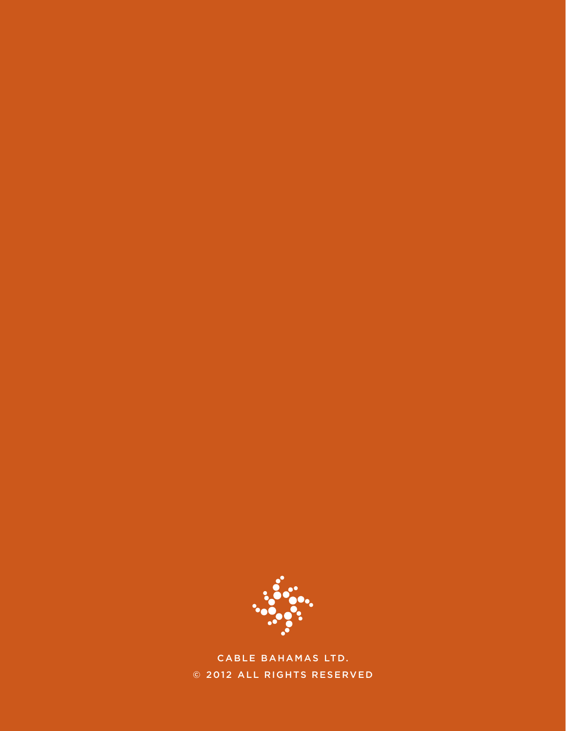CABLE BAHAMAS LTD.

© 2012 ALL RIGHTS RESERVED